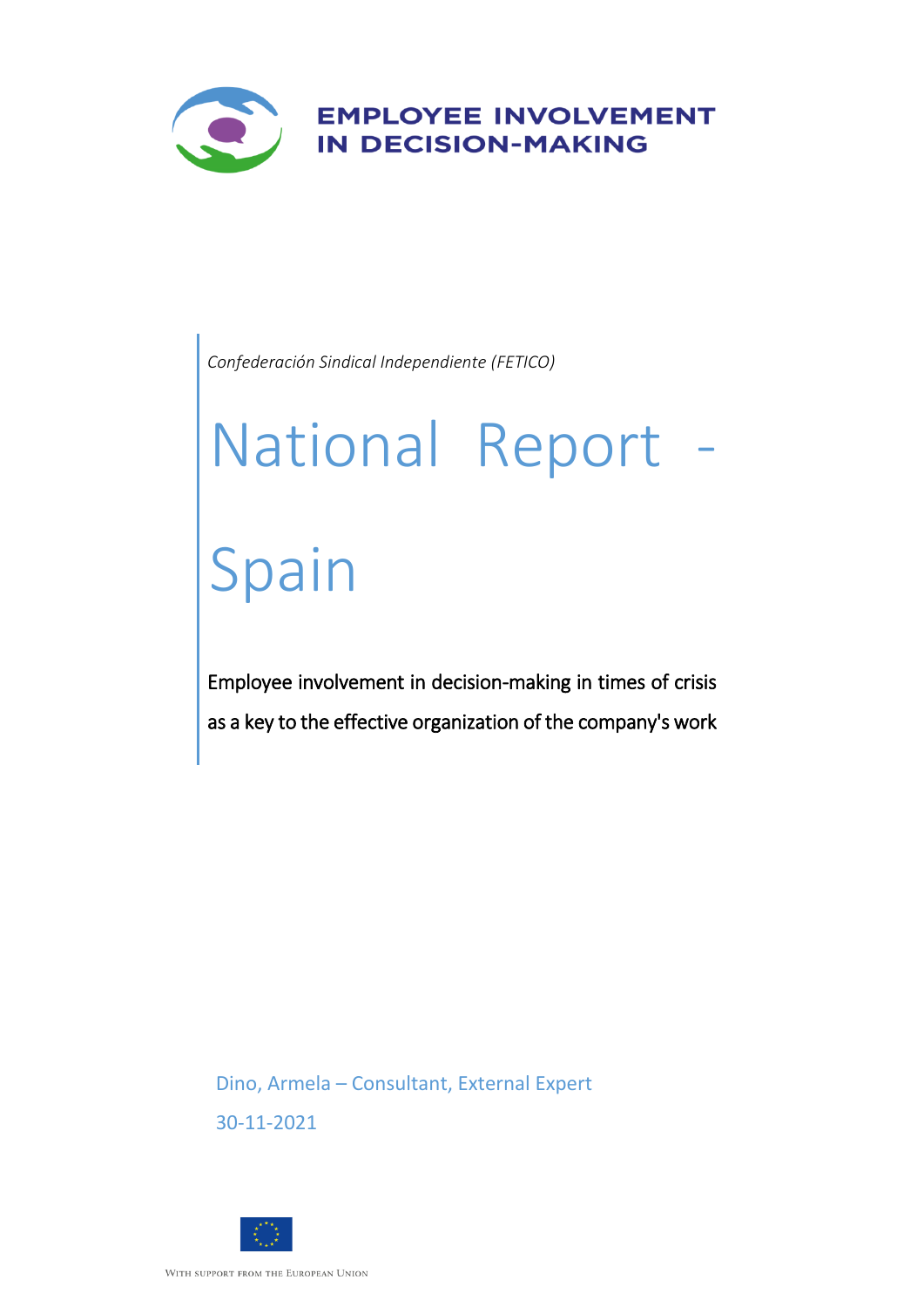**EMPLOYEE INVOLVEMENT IN DECISION-MAKING**

*Confederación Sindical Independiente (FETICO)*

# National Report - Spain

Employee involvement in decision-making in times of crisis as a key to the effective organization of the company's work

Dino, Armela – Consultant, External Expert

30-11-2021

WITH SUPPORT FROM THE EUROPEAN UNION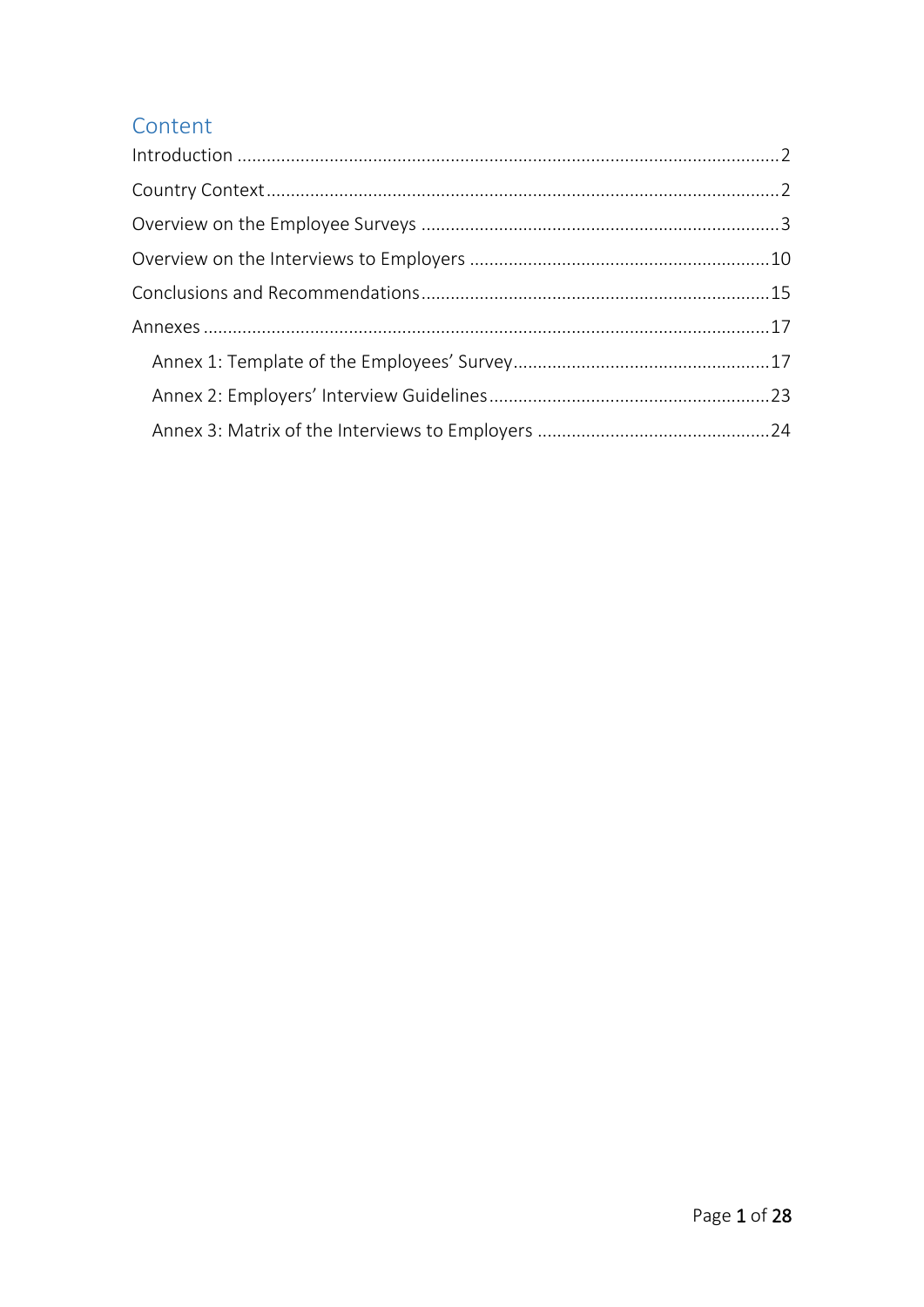## Content

- Introduction ....... 2
- Country Context ....... 2
- Overview on the Employee Surveys ....... 3
- Overview on the Interviews to Employers ....... 10
- Conclusions and Recommendations ....... 15
- Annexes ....... 17
  - Annex 1: Template of the Employees' Survey ....... 17
  - Annex 2: Employers' Interview Guidelines ....... 23
  - Annex 3: Matrix of the Interviews to Employers ....... 24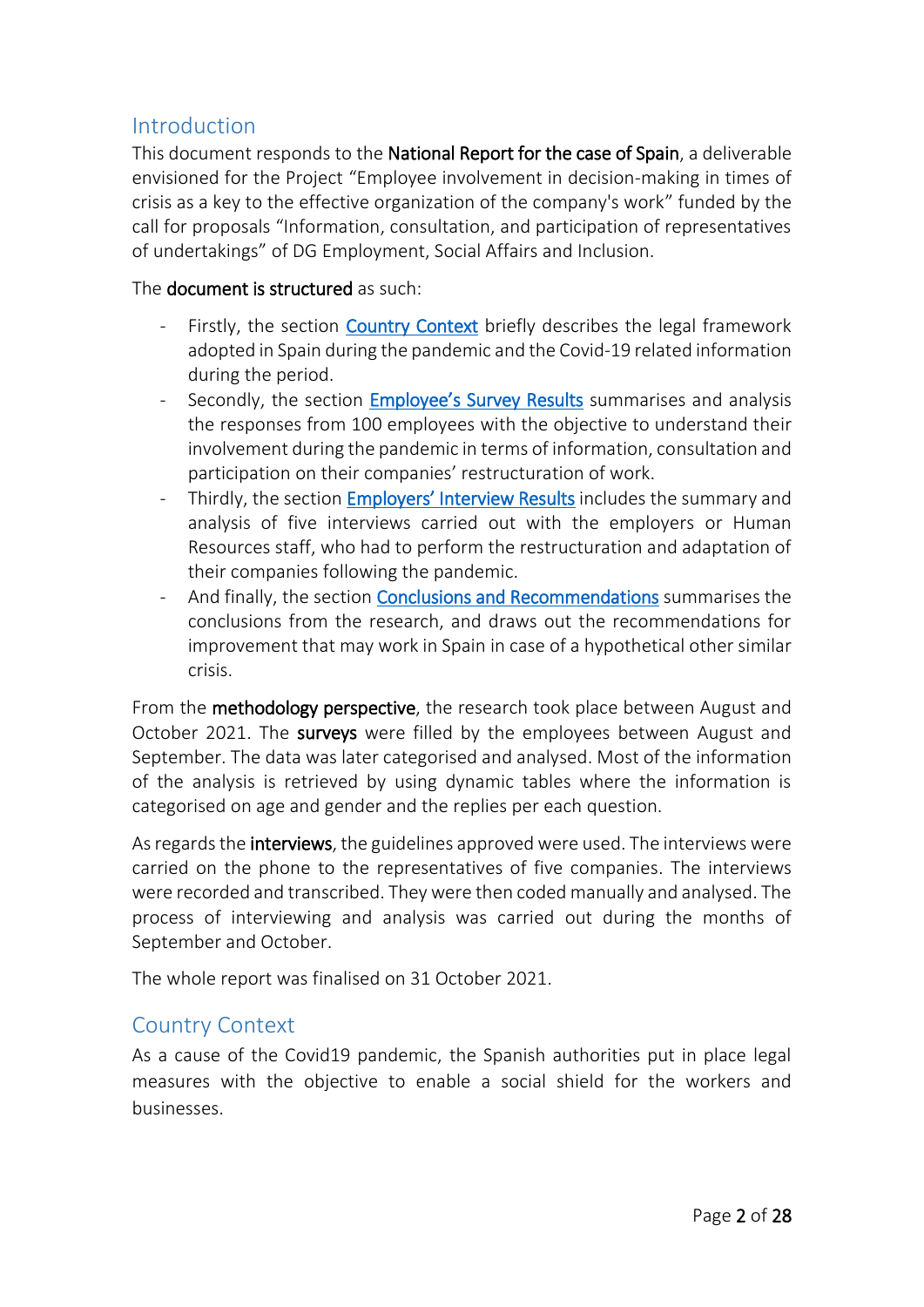## Introduction

This document responds to the **National Report for the case of Spain**, a deliverable envisioned for the Project "Employee involvement in decision-making in times of crisis as a key to the effective organization of the company's work" funded by the call for proposals "Information, consultation, and participation of representatives of undertakings" of DG Employment, Social Affairs and Inclusion.

The **document is structured** as such:

- Firstly, the section [Country Context] briefly describes the legal framework adopted in Spain during the pandemic and the Covid-19 related information during the period.
- Secondly, the section [Employee's Survey Results] summarises and analysis the responses from 100 employees with the objective to understand their involvement during the pandemic in terms of information, consultation and participation on their companies' restructuration of work.
- Thirdly, the section [Employers' Interview Results] includes the summary and analysis of five interviews carried out with the employers or Human Resources staff, who had to perform the restructuration and adaptation of their companies following the pandemic.
- And finally, the section [Conclusions and Recommendations] summarises the conclusions from the research, and draws out the recommendations for improvement that may work in Spain in case of a hypothetical other similar crisis.

From the **methodology perspective**, the research took place between August and October 2021. The **surveys** were filled by the employees between August and September. The data was later categorised and analysed. Most of the information of the analysis is retrieved by using dynamic tables where the information is categorised on age and gender and the replies per each question.

As regards the **interviews**, the guidelines approved were used. The interviews were carried on the phone to the representatives of five companies. The interviews were recorded and transcribed. They were then coded manually and analysed. The process of interviewing and analysis was carried out during the months of September and October.

The whole report was finalised on 31 October 2021.

## Country Context

As a cause of the Covid19 pandemic, the Spanish authorities put in place legal measures with the objective to enable a social shield for the workers and businesses.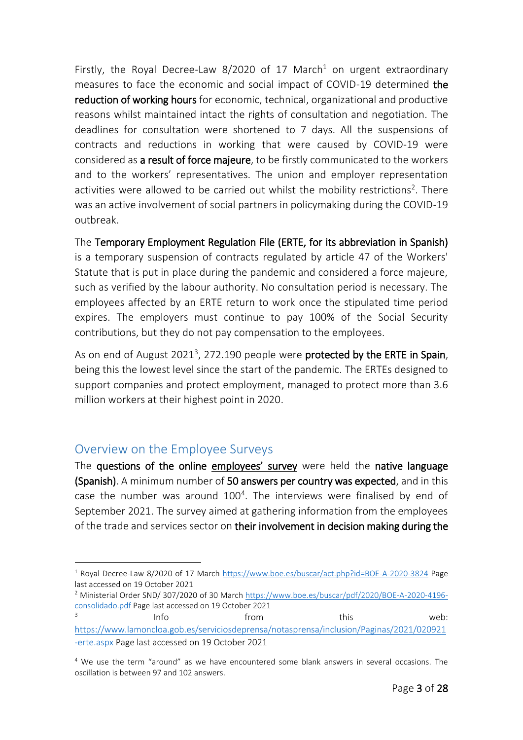Firstly, the Royal Decree-Law 8/2020 of 17 March[1] on urgent extraordinary measures to face the economic and social impact of COVID-19 determined **the reduction of working hours** for economic, technical, organizational and productive reasons whilst maintained intact the rights of consultation and negotiation. The deadlines for consultation were shortened to 7 days. All the suspensions of contracts and reductions in working that were caused by COVID-19 were considered as **a result of force majeure**, to be firstly communicated to the workers and to the workers' representatives. The union and employer representation activities were allowed to be carried out whilst the mobility restrictions[2]. There was an active involvement of social partners in policymaking during the COVID-19 outbreak.

The **Temporary Employment Regulation File (ERTE, for its abbreviation in Spanish)** is a temporary suspension of contracts regulated by article 47 of the Workers' Statute that is put in place during the pandemic and considered a force majeure, such as verified by the labour authority. No consultation period is necessary. The employees affected by an ERTE return to work once the stipulated time period expires. The employers must continue to pay 100% of the Social Security contributions, but they do not pay compensation to the employees.

As on end of August 2021[3], 272.190 people were **protected by the ERTE in Spain**, being this the lowest level since the start of the pandemic. The ERTEs designed to support companies and protect employment, managed to protect more than 3.6 million workers at their highest point in 2020.

## Overview on the Employee Surveys

The **questions of the online employees' survey** were held the **native language (Spanish)**. A minimum number of **50 answers per country was expected**, and in this case the number was around 100[4]. The interviews were finalised by end of September 2021. The survey aimed at gathering information from the employees of the trade and services sector on **their involvement in decision making during the**

---

[1] Royal Decree-Law 8/2020 of 17 March https://www.boe.es/buscar/act.php?id=BOE-A-2020-3824 Page last accessed on 19 October 2021

[2] Ministerial Order SND/ 307/2020 of 30 March https://www.boe.es/buscar/pdf/2020/BOE-A-2020-4196-consolidado.pdf Page last accessed on 19 October 2021

[3] Info from this web: https://www.lamoncloa.gob.es/serviciosdeprensa/notasprensa/inclusion/Paginas/2021/020921-erte.aspx Page last accessed on 19 October 2021

[4] We use the term "around" as we have encountered some blank answers in several occasions. The oscillation is between 97 and 102 answers.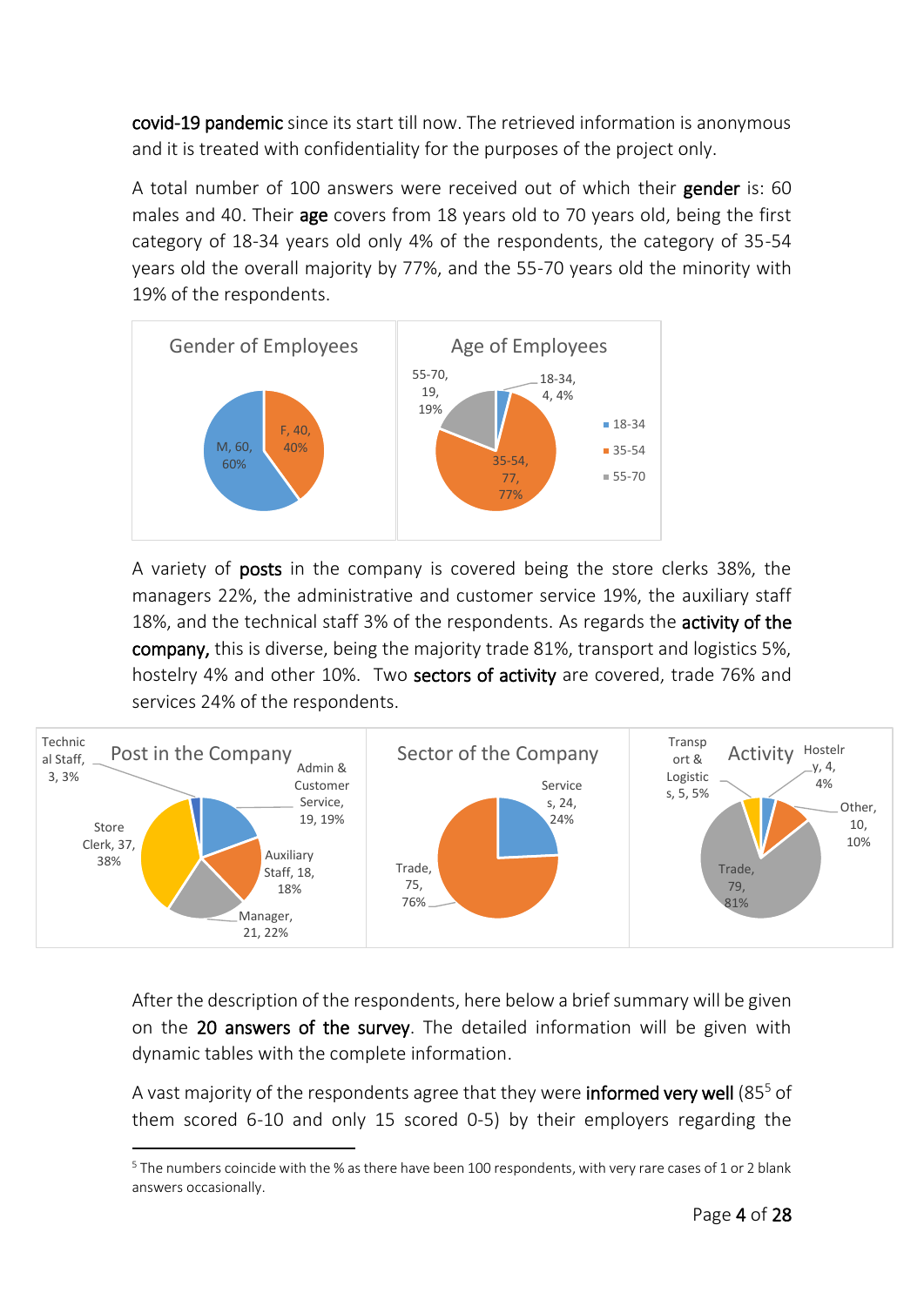**covid-19 pandemic** since its start till now. The retrieved information is anonymous and it is treated with confidentiality for the purposes of the project only.

A total number of 100 answers were received out of which their **gender** is: 60 males and 40. Their **age** covers from 18 years old to 70 years old, being the first category of 18-34 years old only 4% of the respondents, the category of 35-54 years old the overall majority by 77%, and the 55-70 years old the minority with 19% of the respondents.

Gender of Employees

M, 60, 60%
F, 40, 40%

Age of Employees

18-34, 4, 4%
35-54, 77, 77%
55-70, 19, 19%

A variety of **posts** in the company is covered being the store clerks 38%, the managers 22%, the administrative and customer service 19%, the auxiliary staff 18%, and the technical staff 3% of the respondents. As regards the **activity of the company,** this is diverse, being the majority trade 81%, transport and logistics 5%, hostelry 4% and other 10%. Two **sectors of activity** are covered, trade 76% and services 24% of the respondents.

Post in the Company

Technical Staff, 3, 3%
Admin & Customer Service, 19, 19%
Auxiliary Staff, 18, 18%
Manager, 21, 22%
Store Clerk, 37, 38%

Sector of the Company

Services, 24, 24%
Trade, 75, 76%

Activity

Transport & Logistics, 5, 5%
Hostelry, 4, 4%
Other, 10, 10%
Trade, 79, 81%

After the description of the respondents, here below a brief summary will be given on the **20 answers of the survey**. The detailed information will be given with dynamic tables with the complete information.

A vast majority of the respondents agree that they were **informed very well** (85[5] of them scored 6-10 and only 15 scored 0-5) by their employers regarding the

[5] The numbers coincide with the % as there have been 100 respondents, with very rare cases of 1 or 2 blank answers occasionally.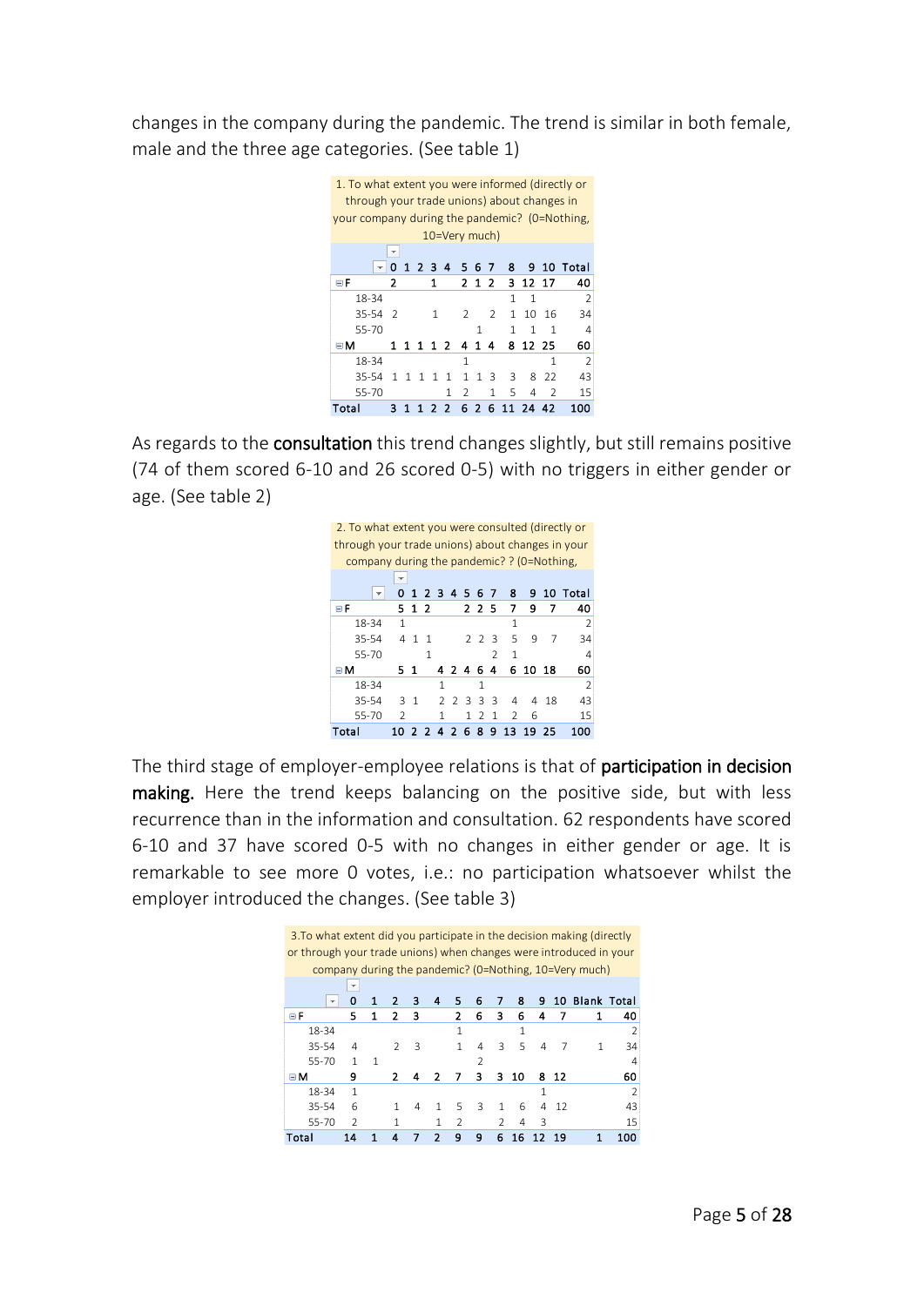changes in the company during the pandemic. The trend is similar in both female, male and the three age categories. (See table 1)

| 1. To what extent you were informed (directly or through your trade unions) about changes in your company during the pandemic? (0=Nothing, 10=Very much) | | | | | | | | | | | | |
|---|---|---|---|---|---|---|---|---|---|---|---|---|
| | 0 | 1 | 2 | 3 | 4 | 5 | 6 | 7 | 8 | 9 | 10 | Total |
| F | 2 | | | 1 | | 2 | 1 | 2 | 3 | 12 | 17 | 40 |
| 18-34 | | | | | | | | | 1 | 1 | | 2 |
| 35-54 | 2 | | | 1 | | 2 | | 2 | 1 | 10 | 16 | 34 |
| 55-70 | | | | | | | 1 | | 1 | 1 | 1 | 4 |
| M | 1 | 1 | 1 | 1 | 2 | 4 | 1 | 4 | 8 | 12 | 25 | 60 |
| 18-34 | | | | | | 1 | | | | | 1 | 2 |
| 35-54 | 1 | 1 | 1 | 1 | 1 | 1 | 1 | 3 | 3 | 8 | 22 | 43 |
| 55-70 | | | | | 1 | 2 | | 1 | 5 | 4 | 2 | 15 |
| Total | 3 | 1 | 1 | 2 | 2 | 6 | 2 | 6 | 11 | 24 | 42 | 100 |

As regards to the **consultation** this trend changes slightly, but still remains positive (74 of them scored 6-10 and 26 scored 0-5) with no triggers in either gender or age. (See table 2)

| 2. To what extent you were consulted (directly or through your trade unions) about changes in your company during the pandemic? ? (0=Nothing, | | | | | | | | | | | | |
|---|---|---|---|---|---|---|---|---|---|---|---|---|
| | 0 | 1 | 2 | 3 | 4 | 5 | 6 | 7 | 8 | 9 | 10 | Total |
| F | 5 | 1 | 2 | | | 2 | 2 | 5 | 7 | 9 | 7 | 40 |
| 18-34 | 1 | | | | | | | | 1 | | | 2 |
| 35-54 | 4 | 1 | 1 | | | 2 | 2 | 3 | 5 | 9 | 7 | 34 |
| 55-70 | | | 1 | | | | | 2 | 1 | | | 4 |
| M | 5 | 1 | | 4 | 2 | 4 | 6 | 4 | 6 | 10 | 18 | 60 |
| 18-34 | | | | 1 | | | 1 | | | | | 2 |
| 35-54 | 3 | 1 | | 2 | 2 | 3 | 3 | 3 | 4 | 4 | 18 | 43 |
| 55-70 | 2 | | | 1 | | 1 | 2 | 1 | 2 | 6 | | 15 |
| Total | 10 | 2 | 2 | 4 | 2 | 6 | 8 | 9 | 13 | 19 | 25 | 100 |

The third stage of employer-employee relations is that of **participation in decision making.** Here the trend keeps balancing on the positive side, but with less recurrence than in the information and consultation. 62 respondents have scored 6-10 and 37 have scored 0-5 with no changes in either gender or age. It is remarkable to see more 0 votes, i.e.: no participation whatsoever whilst the employer introduced the changes. (See table 3)

| 3.To what extent did you participate in the decision making (directly or through your trade unions) when changes were introduced in your company during the pandemic? (0=Nothing, 10=Very much) | | | | | | | | | | | | | |
|---|---|---|---|---|---|---|---|---|---|---|---|---|---|
| | 0 | 1 | 2 | 3 | 4 | 5 | 6 | 7 | 8 | 9 | 10 | Blank | Total |
| F | 5 | 1 | 2 | 3 | | 2 | 6 | 3 | 6 | 4 | 7 | 1 | 40 |
| 18-34 | | | | | | 1 | | | 1 | | | | 2 |
| 35-54 | 4 | | 2 | 3 | | 1 | 4 | 3 | 5 | 4 | 7 | 1 | 34 |
| 55-70 | 1 | 1 | | | | | 2 | | | | | | 4 |
| M | 9 | | 2 | 4 | 2 | 7 | 3 | 3 | 10 | 8 | 12 | | 60 |
| 18-34 | 1 | | | | | | | | | 1 | | | 2 |
| 35-54 | 6 | | 1 | 4 | 1 | 5 | 3 | 1 | 6 | 4 | 12 | | 43 |
| 55-70 | 2 | | 1 | | 1 | 2 | | 2 | 4 | 3 | | | 15 |
| Total | 14 | 1 | 4 | 7 | 2 | 9 | 9 | 6 | 16 | 12 | 19 | 1 | 100 |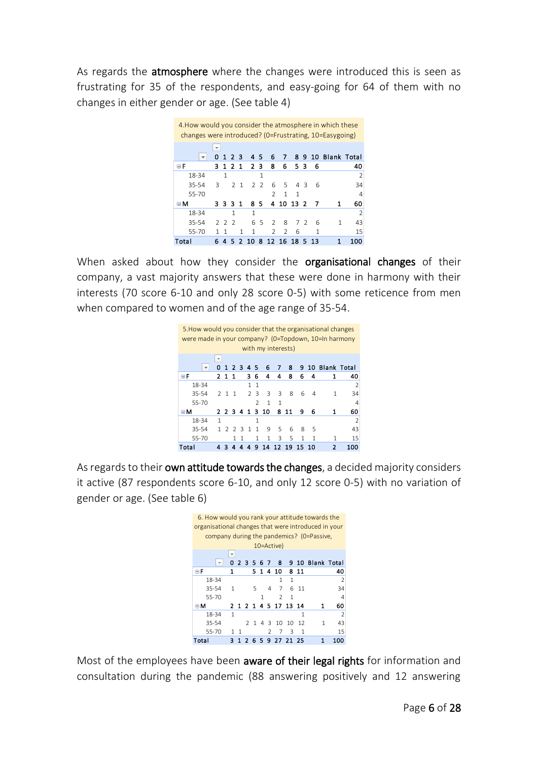As regards the **atmosphere** where the changes were introduced this is seen as frustrating for 35 of the respondents, and easy-going for 64 of them with no changes in either gender or age. (See table 4)

4.How would you consider the atmosphere in which these changes were introduced? (0=Frustrating, 10=Easygoing)

| | 0 | 1 | 2 | 3 | 4 | 5 | 6 | 7 | 8 | 9 | 10 | Blank | Total |
|---|---|---|---|---|---|---|---|---|---|---|---|---|---|
| **F** | **3** | **1** | **2** | **1** | **2** | **3** | **8** | **6** | **5** | **3** | **6** | | **40** |
| 18-34 | | 1 | | | | 1 | | | | | | | 2 |
| 35-54 | 3 | | 2 | 1 | 2 | 2 | 6 | 5 | 4 | 3 | 6 | | 34 |
| 55-70 | | | | | | | 2 | 1 | 1 | | | | 4 |
| **M** | **3** | **3** | **3** | **1** | **8** | **5** | **4** | **10** | **13** | **2** | **7** | **1** | **60** |
| 18-34 | | | 1 | | 1 | | | | | | | | 2 |
| 35-54 | 2 | 2 | 2 | | 6 | 5 | 2 | 8 | 7 | 2 | 6 | 1 | 43 |
| 55-70 | 1 | 1 | | 1 | 1 | | 2 | 2 | 6 | | 1 | | 15 |
| **Total** | **6** | **4** | **5** | **2** | **10** | **8** | **12** | **16** | **18** | **5** | **13** | **1** | **100** |

When asked about how they consider the **organisational changes** of their company, a vast majority answers that these were done in harmony with their interests (70 score 6-10 and only 28 score 0-5) with some reticence from men when compared to women and of the age range of 35-54.

5.How would you consider that the organisational changes were made in your company? (0=Topdown, 10=In harmony with my interests)

| | 0 | 1 | 2 | 3 | 4 | 5 | 6 | 7 | 8 | 9 | 10 | Blank | Total |
|---|---|---|---|---|---|---|---|---|---|---|---|---|---|
| **F** | **2** | **1** | **1** | | **3** | **6** | **4** | **4** | **8** | **6** | **4** | **1** | **40** |
| 18-34 | | | | | 1 | 1 | | | | | | | 2 |
| 35-54 | 2 | 1 | 1 | | 2 | 3 | 3 | 3 | 8 | 6 | 4 | 1 | 34 |
| 55-70 | | | | | | 2 | 1 | 1 | | | | | 4 |
| **M** | **2** | **2** | **3** | **4** | **1** | **3** | **10** | **8** | **11** | **9** | **6** | **1** | **60** |
| 18-34 | 1 | | | | | 1 | | | | | | | 2 |
| 35-54 | 1 | 2 | 2 | 3 | 1 | 1 | 9 | 5 | 6 | 8 | 5 | | 43 |
| 55-70 | | | 1 | 1 | | 1 | 1 | 3 | 5 | 1 | 1 | 1 | 15 |
| **Total** | **4** | **3** | **4** | **4** | **4** | **9** | **14** | **12** | **19** | **15** | **10** | **2** | **100** |

As regards to their **own attitude towards the changes**, a decided majority considers it active (87 respondents score 6-10, and only 12 score 0-5) with no variation of gender or age. (See table 6)

6. How would you rank your attitude towards the organisational changes that were introduced in your company during the pandemics? (0=Passive, 10=Active)

| | 0 | 2 | 3 | 5 | 6 | 7 | 8 | 9 | 10 | Blank | Total |
|---|---|---|---|---|---|---|---|---|---|---|---|
| **F** | **1** | | | **5** | **1** | **4** | **10** | **8** | **11** | | **40** |
| 18-34 | | | | | | | 1 | 1 | | | 2 |
| 35-54 | 1 | | | 5 | | 4 | 7 | 6 | 11 | | 34 |
| 55-70 | | | | | 1 | | 2 | 1 | | | 4 |
| **M** | **2** | **1** | **2** | **1** | **4** | **5** | **17** | **13** | **14** | **1** | **60** |
| 18-34 | 1 | | | | | | | | 1 | | 2 |
| 35-54 | | | 2 | 1 | 4 | 3 | 10 | 10 | 12 | 1 | 43 |
| 55-70 | 1 | 1 | | | | 2 | 7 | 3 | 1 | | 15 |
| **Total** | **3** | **1** | **2** | **6** | **5** | **9** | **27** | **21** | **25** | **1** | **100** |

Most of the employees have been **aware of their legal rights** for information and consultation during the pandemic (88 answering positively and 12 answering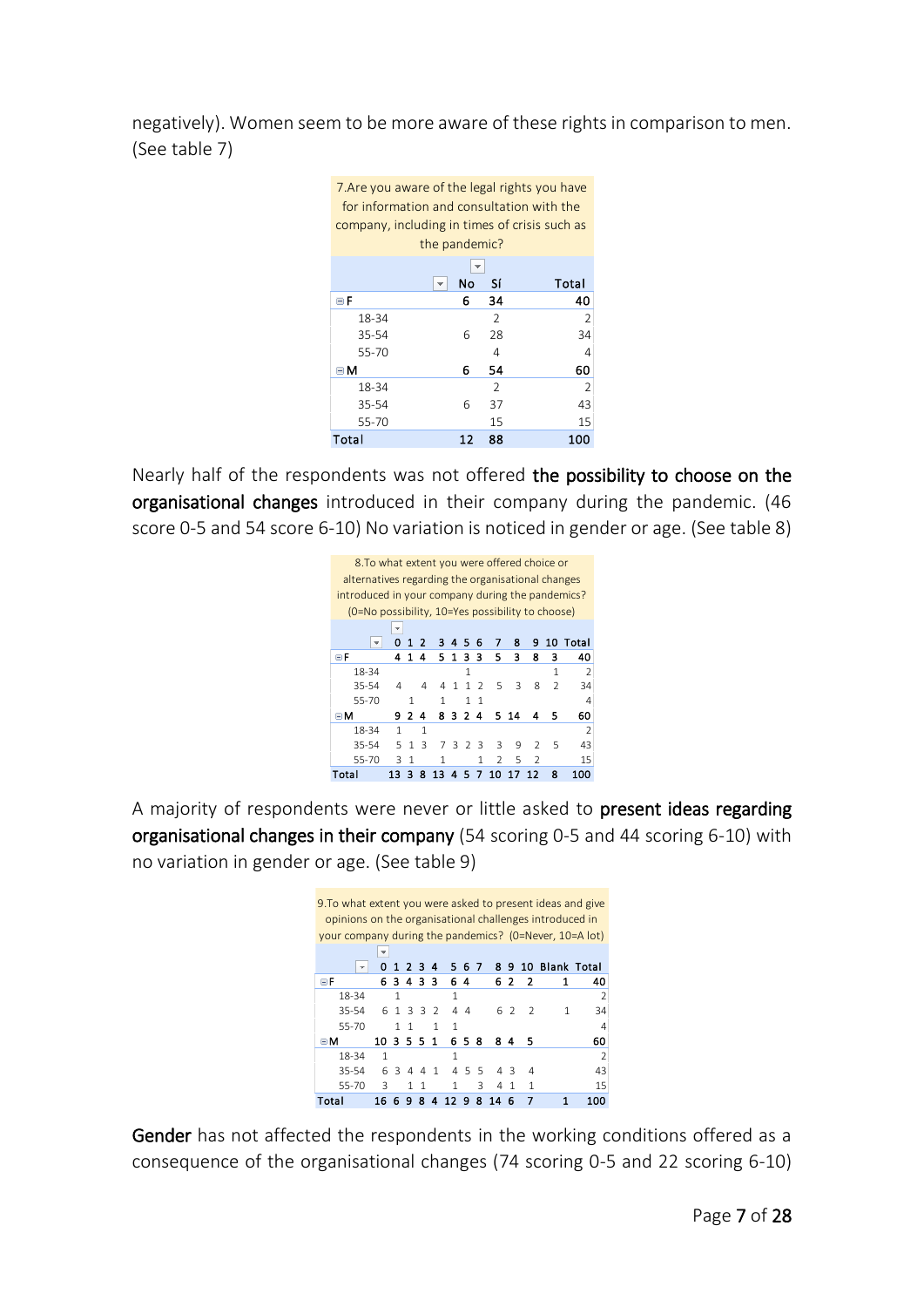negatively). Women seem to be more aware of these rights in comparison to men. (See table 7)

| 7.Are you aware of the legal rights you have for information and consultation with the company, including in times of crisis such as the pandemic? | | | |
|---|---|---|---|
| | No | Sí | Total |
| **F** | **6** | **34** | **40** |
| 18-34 | | 2 | 2 |
| 35-54 | 6 | 28 | 34 |
| 55-70 | | 4 | 4 |
| **M** | **6** | **54** | **60** |
| 18-34 | | 2 | 2 |
| 35-54 | 6 | 37 | 43 |
| 55-70 | | 15 | 15 |
| **Total** | **12** | **88** | **100** |

Nearly half of the respondents was not offered **the possibility to choose on the organisational changes** introduced in their company during the pandemic. (46 score 0-5 and 54 score 6-10) No variation is noticed in gender or age. (See table 8)

| 8.To what extent you were offered choice or alternatives regarding the organisational changes introduced in your company during the pandemics? (0=No possibility, 10=Yes possibility to choose) | | | | | | | | | | | | |
|---|---|---|---|---|---|---|---|---|---|---|---|---|
| | 0 | 1 | 2 | 3 | 4 | 5 | 6 | 7 | 8 | 9 | 10 | Total |
| **F** | **4** | **1** | **4** | **5** | **1** | **3** | **3** | **5** | **3** | **8** | **3** | **40** |
| 18-34 | | | | | | 1 | | | | | 1 | 2 |
| 35-54 | 4 | | 4 | 4 | 1 | 1 | 2 | 5 | 3 | 8 | 2 | 34 |
| 55-70 | | 1 | | 1 | | 1 | 1 | | | | | 4 |
| **M** | **9** | **2** | **4** | **8** | **3** | **2** | **4** | **5** | **14** | **4** | **5** | **60** |
| 18-34 | 1 | | 1 | | | | | | | | | 2 |
| 35-54 | 5 | 1 | 3 | 7 | 3 | 2 | 3 | 3 | 9 | 2 | 5 | 43 |
| 55-70 | 3 | 1 | | 1 | | | 1 | 2 | 5 | 2 | | 15 |
| **Total** | **13** | **3** | **8** | **13** | **4** | **5** | **7** | **10** | **17** | **12** | **8** | **100** |

A majority of respondents were never or little asked to **present ideas regarding organisational changes in their company** (54 scoring 0-5 and 44 scoring 6-10) with no variation in gender or age. (See table 9)

| 9.To what extent you were asked to present ideas and give opinions on the organisational challenges introduced in your company during the pandemics? (0=Never, 10=A lot) | | | | | | | | | | | | | |
|---|---|---|---|---|---|---|---|---|---|---|---|---|---|
| | 0 | 1 | 2 | 3 | 4 | 5 | 6 | 7 | 8 | 9 | 10 | Blank | Total |
| **F** | **6** | **3** | **4** | **3** | **3** | **6** | **4** | | **6** | **2** | **2** | **1** | **40** |
| 18-34 | | 1 | | | | 1 | | | | | | | 2 |
| 35-54 | 6 | 1 | 3 | 3 | 2 | 4 | 4 | | 6 | 2 | 2 | 1 | 34 |
| 55-70 | | 1 | 1 | | 1 | 1 | | | | | | | 4 |
| **M** | **10** | **3** | **5** | **5** | **1** | **6** | **5** | **8** | **8** | **4** | **5** | | **60** |
| 18-34 | 1 | | | | | 1 | | | | | | | 2 |
| 35-54 | 6 | 3 | 4 | 4 | 1 | 4 | 5 | 5 | 4 | 3 | 4 | | 43 |
| 55-70 | 3 | | 1 | 1 | | 1 | | 3 | 4 | 1 | 1 | | 15 |
| **Total** | **16** | **6** | **9** | **8** | **4** | **12** | **9** | **8** | **14** | **6** | **7** | **1** | **100** |

**Gender** has not affected the respondents in the working conditions offered as a consequence of the organisational changes (74 scoring 0-5 and 22 scoring 6-10)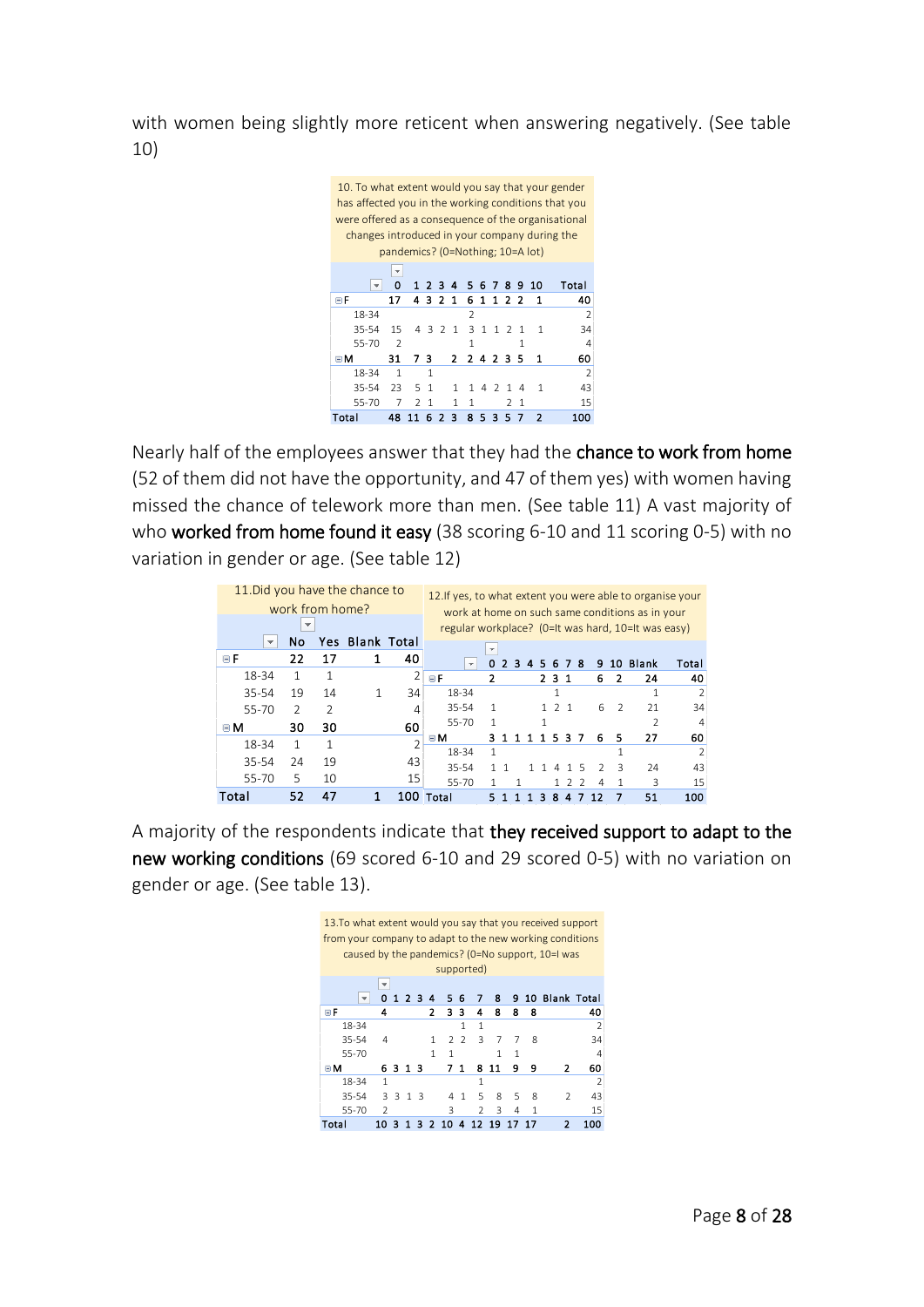with women being slightly more reticent when answering negatively. (See table 10)

| 10. To what extent would you say that your gender has affected you in the working conditions that you were offered as a consequence of the organisational changes introduced in your company during the pandemics? (0=Nothing; 10=A lot) | | | | | | | | | | | | |
|---|---|---|---|---|---|---|---|---|---|---|---|---|
| | 0 | 1 | 2 | 3 | 4 | 5 | 6 | 7 | 8 | 9 | 10 | Total |
| F | 17 | 4 | 3 | 2 | 1 | 6 | 1 | 1 | 2 | 2 | 1 | 40 |
| 18-34 | | | | | | 2 | | | | | | 2 |
| 35-54 | 15 | 4 | 3 | 2 | 1 | 3 | 1 | 1 | 2 | 1 | 1 | 34 |
| 55-70 | 2 | | | | | 1 | | | | 1 | | 4 |
| M | 31 | 7 | 3 | | 2 | 2 | 4 | 2 | 3 | 5 | 1 | 60 |
| 18-34 | 1 | | 1 | | | | | | | | | 2 |
| 35-54 | 23 | 5 | 1 | | 1 | 1 | 4 | 2 | 1 | 4 | 1 | 43 |
| 55-70 | 7 | 2 | 1 | | 1 | 1 | | | 2 | 1 | | 15 |
| Total | 48 | 11 | 6 | 2 | 3 | 8 | 5 | 3 | 5 | 7 | 2 | 100 |

Nearly half of the employees answer that they had the chance to work from home (52 of them did not have the opportunity, and 47 of them yes) with women having missed the chance of telework more than men. (See table 11) A vast majority of who worked from home found it easy (38 scoring 6-10 and 11 scoring 0-5) with no variation in gender or age. (See table 12)

| 11.Did you have the chance to work from home? | | | | |
|---|---|---|---|---|
| | No | Yes | Blank | Total |
| F | 22 | 17 | 1 | 40 |
| 18-34 | 1 | 1 | | 2 |
| 35-54 | 19 | 14 | 1 | 34 |
| 55-70 | 2 | 2 | | 4 |
| M | 30 | 30 | | 60 |
| 18-34 | 1 | 1 | | 2 |
| 35-54 | 24 | 19 | | 43 |
| 55-70 | 5 | 10 | | 15 |
| Total | 52 | 47 | 1 | 100 |

| 12.If yes, to what extent you were able to organise your work at home on such same conditions as in your regular workplace? (0=It was hard, 10=It was easy) | | | | | | | | | | | | |
|---|---|---|---|---|---|---|---|---|---|---|---|---|
| | 0 | 2 | 3 | 4 | 5 | 6 | 7 | 8 | 9 | 10 | Blank | Total |
| F | 2 | | | | 2 | 3 | 1 | | 6 | 2 | 24 | 40 |
| 18-34 | | | | | | 1 | | | | | 1 | 2 |
| 35-54 | 1 | | | | 1 | 2 | 1 | | 6 | 2 | 21 | 34 |
| 55-70 | 1 | | | | 1 | | | | | | 2 | 4 |
| M | 3 | 1 | 1 | 1 | 1 | 5 | 3 | 7 | 6 | 5 | 27 | 60 |
| 18-34 | 1 | | | | | | | | | 1 | | 2 |
| 35-54 | 1 | 1 | | 1 | 1 | 4 | 1 | 5 | 2 | 3 | 24 | 43 |
| 55-70 | 1 | | 1 | | | 1 | 2 | 2 | 4 | 1 | 3 | 15 |
| Total | 5 | 1 | 1 | 1 | 3 | 8 | 4 | 7 | 12 | 7 | 51 | 100 |

A majority of the respondents indicate that they received support to adapt to the new working conditions (69 scored 6-10 and 29 scored 0-5) with no variation on gender or age. (See table 13).

| 13.To what extent would you say that you received support from your company to adapt to the new working conditions caused by the pandemics? (0=No support, 10=I was supported) | | | | | | | | | | | | |
|---|---|---|---|---|---|---|---|---|---|---|---|---|
| | 0 | 1 | 2 | 3 | 4 | 5 | 6 | 7 | 8 | 9 | 10 | Blank | Total |
| F | 4 | | | | 2 | 3 | 3 | 4 | 8 | 8 | 8 | | 40 |
| 18-34 | | | | | | | 1 | 1 | | | | | 2 |
| 35-54 | 4 | | | | 1 | 2 | 2 | 3 | 7 | 7 | 8 | | 34 |
| 55-70 | | | | | 1 | 1 | | | 1 | 1 | | | 4 |
| M | 6 | 3 | 1 | 3 | | 7 | 1 | 8 | 11 | 9 | 9 | 2 | 60 |
| 18-34 | 1 | | | | | | | 1 | | | | | 2 |
| 35-54 | 3 | 3 | 1 | 3 | | 4 | 1 | 5 | 8 | 5 | 8 | 2 | 43 |
| 55-70 | 2 | | | | | 3 | | 2 | 3 | 4 | 1 | | 15 |
| Total | 10 | 3 | 1 | 3 | 2 | 10 | 4 | 12 | 19 | 17 | 17 | 2 | 100 |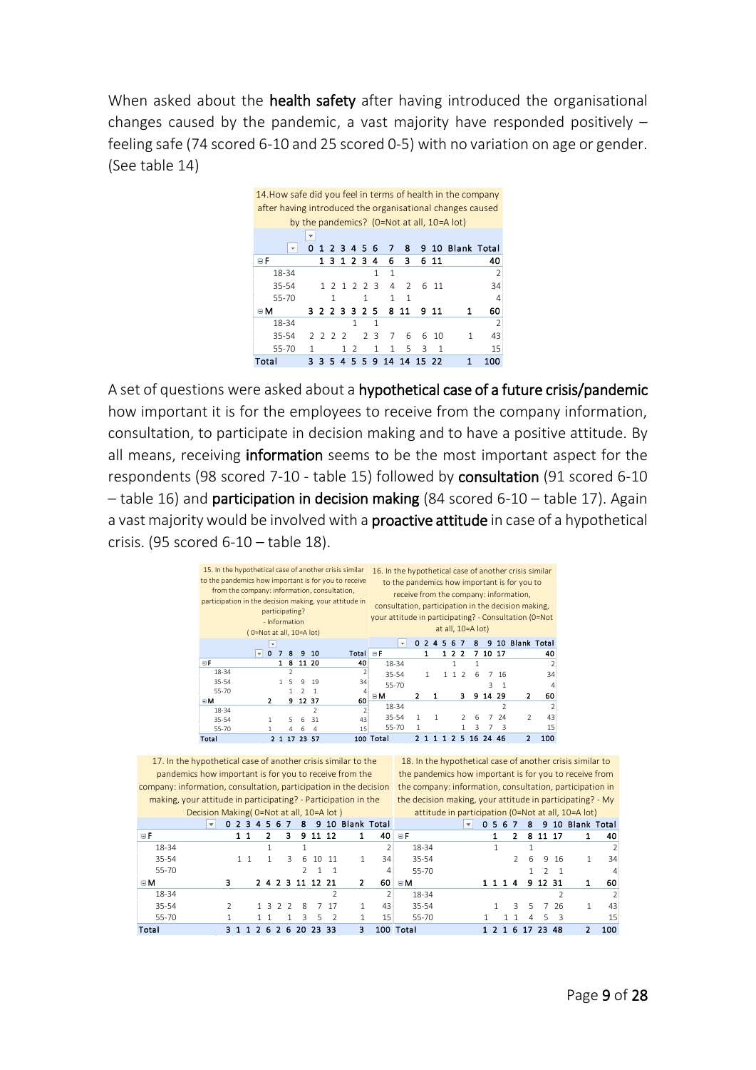When asked about the **health safety** after having introduced the organisational changes caused by the pandemic, a vast majority have responded positively – feeling safe (74 scored 6-10 and 25 scored 0-5) with no variation on age or gender. (See table 14)

14.How safe did you feel in terms of health in the company after having introduced the organisational changes caused by the pandemics? (0=Not at all, 10=A lot)

| | 0 | 1 | 2 | 3 | 4 | 5 | 6 | 7 | 8 | 9 | 10 | Blank | Total |
|---|---|---|---|---|---|---|---|---|---|---|---|---|---|
| **F** | | 1 | 3 | 1 | 2 | 3 | 4 | 6 | 3 | 6 | 11 | | 40 |
| 18-34 | | | | | | | 1 | 1 | | | | | 2 |
| 35-54 | | 1 | 2 | 1 | 2 | 2 | 3 | 4 | 2 | 6 | 11 | | 34 |
| 55-70 | | | 1 | | | 1 | | 1 | 1 | | | | 4 |
| **M** | 3 | 2 | 2 | 3 | 3 | 2 | 5 | 8 | 11 | 9 | 11 | 1 | 60 |
| 18-34 | | | | | 1 | | 1 | | | | | | 2 |
| 35-54 | 2 | 2 | 2 | 2 | | 2 | 3 | 7 | 6 | 6 | 10 | 1 | 43 |
| 55-70 | 1 | | | 1 | 2 | | 1 | 1 | 5 | 3 | 1 | | 15 |
| **Total** | 3 | 3 | 5 | 4 | 5 | 5 | 9 | 14 | 14 | 15 | 22 | 1 | 100 |

A set of questions were asked about a **hypothetical case of a future crisis/pandemic** how important it is for the employees to receive from the company information, consultation, to participate in decision making and to have a positive attitude. By all means, receiving **information** seems to be the most important aspect for the respondents (98 scored 7-10 - table 15) followed by **consultation** (91 scored 6-10 – table 16) and **participation in decision making** (84 scored 6-10 – table 17). Again a vast majority would be involved with a **proactive attitude** in case of a hypothetical crisis. (95 scored 6-10 – table 18).

15. In the hypothetical case of another crisis similar to the pandemics how important is for you to receive from the company: information, consultation, participation in the decision making, your attitude in participating? - Information ( 0=Not at all, 10=A lot)

| | 0 | 7 | 8 | 9 | 10 | Total |
|---|---|---|---|---|---|---|
| **F** | | 1 | 8 | 11 | 20 | 40 |
| 18-34 | | | 2 | | | 2 |
| 35-54 | | 1 | 5 | 9 | 19 | 34 |
| 55-70 | | | 1 | 2 | 1 | 4 |
| **M** | 2 | | 9 | 12 | 37 | 60 |
| 18-34 | | | | | 2 | 2 |
| 35-54 | 1 | | 5 | 6 | 31 | 43 |
| 55-70 | 1 | | 4 | 6 | 4 | 15 |
| **Total** | 2 | 1 | 17 | 23 | 57 | 100 |

16. In the hypothetical case of another crisis similar to the pandemics how important is for you to receive from the company: information, consultation, participation in the decision making, your attitude in participating? - Consultation (0=Not at all, 10=A lot)

| | 0 | 2 | 4 | 5 | 6 | 7 | 8 | 9 | 10 | Blank | Total |
|---|---|---|---|---|---|---|---|---|---|---|---|
| **F** | | 1 | | 1 | 2 | 2 | 7 | 10 | 17 | | 40 |
| 18-34 | | | | | 1 | | 1 | | | | 2 |
| 35-54 | | 1 | | 1 | 1 | 2 | 6 | 7 | 16 | | 34 |
| 55-70 | | | | | | | | 3 | 1 | | 4 |
| **M** | 2 | | 1 | | | 3 | 9 | 14 | 29 | 2 | 60 |
| 18-34 | | | | | | | | | 2 | | 2 |
| 35-54 | 1 | | 1 | | | 2 | 6 | 7 | 24 | 2 | 43 |
| 55-70 | 1 | | | | | 1 | 3 | 7 | 3 | | 15 |
| **Total** | 2 | 1 | 1 | 1 | 2 | 5 | 16 | 24 | 46 | 2 | 100 |

17. In the hypothetical case of another crisis similar to the pandemics how important is for you to receive from the company: information, consultation, participation in the decision making, your attitude in participating? - Participation in the Decision Making( 0=Not at all, 10=A lot )

| | 0 | 2 | 3 | 4 | 5 | 6 | 7 | 8 | 9 | 10 | Blank | Total |
|---|---|---|---|---|---|---|---|---|---|---|---|---|
| **F** | | 1 | 1 | | 2 | | 3 | 9 | 11 | 12 | 1 | 40 |
| 18-34 | | | | | 1 | | | 1 | | | | 2 |
| 35-54 | | 1 | 1 | | 1 | | 3 | 6 | 10 | 11 | 1 | 34 |
| 55-70 | | | | | | | | 2 | 1 | 1 | | 4 |
| **M** | 3 | | | 2 | 4 | 2 | 3 | 11 | 12 | 21 | 2 | 60 |
| 18-34 | | | | | | | | | | 2 | | 2 |
| 35-54 | 2 | | | 1 | 3 | 2 | 2 | 8 | 7 | 17 | 1 | 43 |
| 55-70 | 1 | | | 1 | 1 | | 1 | 3 | 5 | 2 | 1 | 15 |
| **Total** | 3 | 1 | 1 | 2 | 6 | 2 | 6 | 20 | 23 | 33 | 3 | 100 |

18. In the hypothetical case of another crisis similar to the pandemics how important is for you to receive from the company: information, consultation, participation in the decision making, your attitude in participating? - My attitude in participation (0=Not at all, 10=A lot)

| | 0 | 5 | 6 | 7 | 8 | 9 | 10 | Blank | Total |
|---|---|---|---|---|---|---|---|---|---|
| **F** | | 1 | | 2 | 8 | 11 | 17 | 1 | 40 |
| 18-34 | | 1 | | | 1 | | | | 2 |
| 35-54 | | | | 2 | 6 | 9 | 16 | 1 | 34 |
| 55-70 | | | | | 1 | 2 | 1 | | 4 |
| **M** | 1 | 1 | 1 | 4 | 9 | 12 | 31 | 1 | 60 |
| 18-34 | | | | | | | 2 | | 2 |
| 35-54 | | 1 | | 3 | 5 | 7 | 26 | 1 | 43 |
| 55-70 | 1 | | 1 | 1 | 4 | 5 | 3 | | 15 |
| **Total** | 1 | 2 | 1 | 6 | 17 | 23 | 48 | 2 | 100 |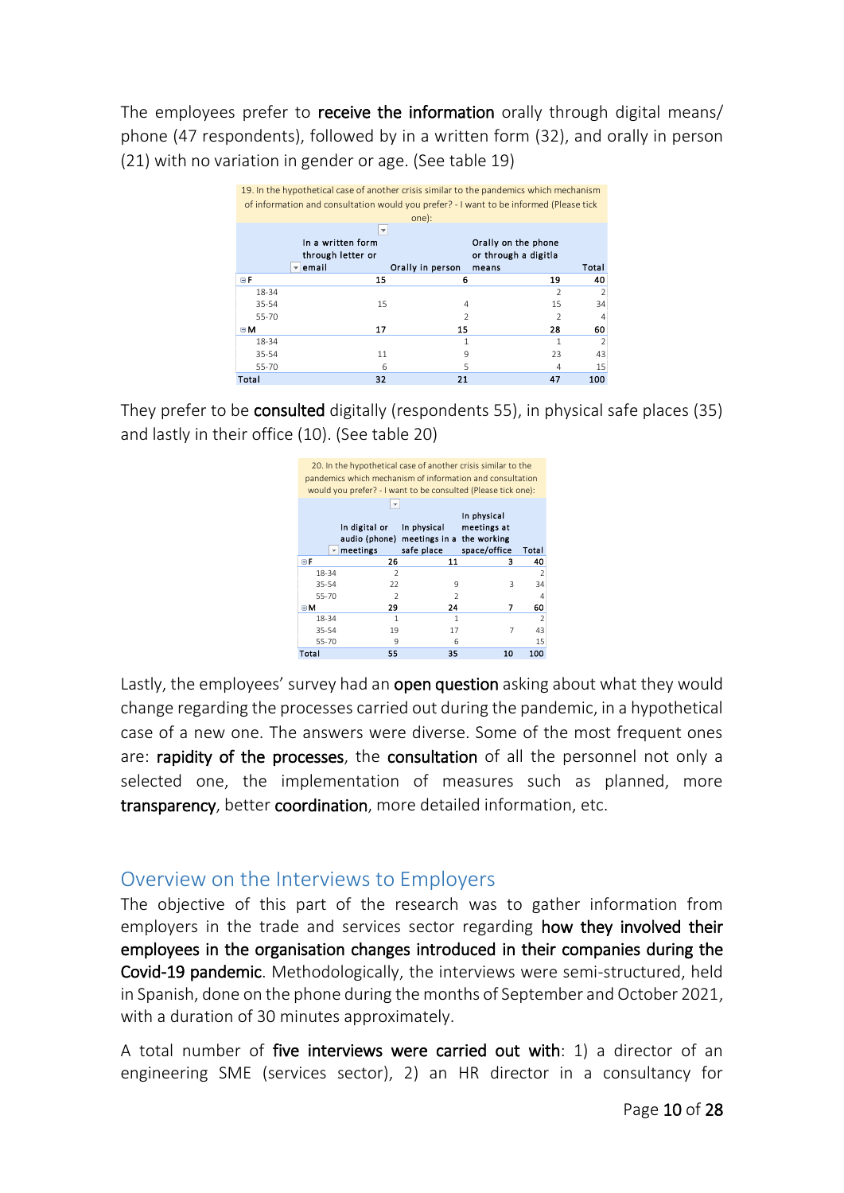The employees prefer to **receive the information** orally through digital means/ phone (47 respondents), followed by in a written form (32), and orally in person (21) with no variation in gender or age. (See table 19)

| 19. In the hypothetical case of another crisis similar to the pandemics which mechanism of information and consultation would you prefer? - I want to be informed (Please tick one): | | | | |
|---|---|---|---|---|
| | In a written form through letter or email | Orally in person | Orally on the phone or through a digitla means | Total |
| **F** | **15** | **6** | **19** | **40** |
| 18-34 | | | 2 | 2 |
| 35-54 | 15 | 4 | 15 | 34 |
| 55-70 | | 2 | 2 | 4 |
| **M** | **17** | **15** | **28** | **60** |
| 18-34 | | 1 | 1 | 2 |
| 35-54 | 11 | 9 | 23 | 43 |
| 55-70 | 6 | 5 | 4 | 15 |
| **Total** | **32** | **21** | **47** | **100** |

They prefer to be **consulted** digitally (respondents 55), in physical safe places (35) and lastly in their office (10). (See table 20)

| 20. In the hypothetical case of another crisis similar to the pandemics which mechanism of information and consultation would you prefer? - I want to be consulted (Please tick one): | | | | |
|---|---|---|---|---|
| | In digital or audio (phone) meetings | In physical meetings in a safe place | In physical meetings at the working space/office | Total |
| **F** | **26** | **11** | **3** | **40** |
| 18-34 | 2 | | | 2 |
| 35-54 | 22 | 9 | 3 | 34 |
| 55-70 | 2 | 2 | | 4 |
| **M** | **29** | **24** | **7** | **60** |
| 18-34 | 1 | 1 | | 2 |
| 35-54 | 19 | 17 | 7 | 43 |
| 55-70 | 9 | 6 | | 15 |
| **Total** | **55** | **35** | **10** | **100** |

Lastly, the employees' survey had an **open question** asking about what they would change regarding the processes carried out during the pandemic, in a hypothetical case of a new one. The answers were diverse. Some of the most frequent ones are: **rapidity of the processes**, the **consultation** of all the personnel not only a selected one, the implementation of measures such as planned, more **transparency**, better **coordination**, more detailed information, etc.

## Overview on the Interviews to Employers

The objective of this part of the research was to gather information from employers in the trade and services sector regarding **how they involved their employees in the organisation changes introduced in their companies during the Covid-19 pandemic**. Methodologically, the interviews were semi-structured, held in Spanish, done on the phone during the months of September and October 2021, with a duration of 30 minutes approximately.

A total number of **five interviews were carried out with**: 1) a director of an engineering SME (services sector), 2) an HR director in a consultancy for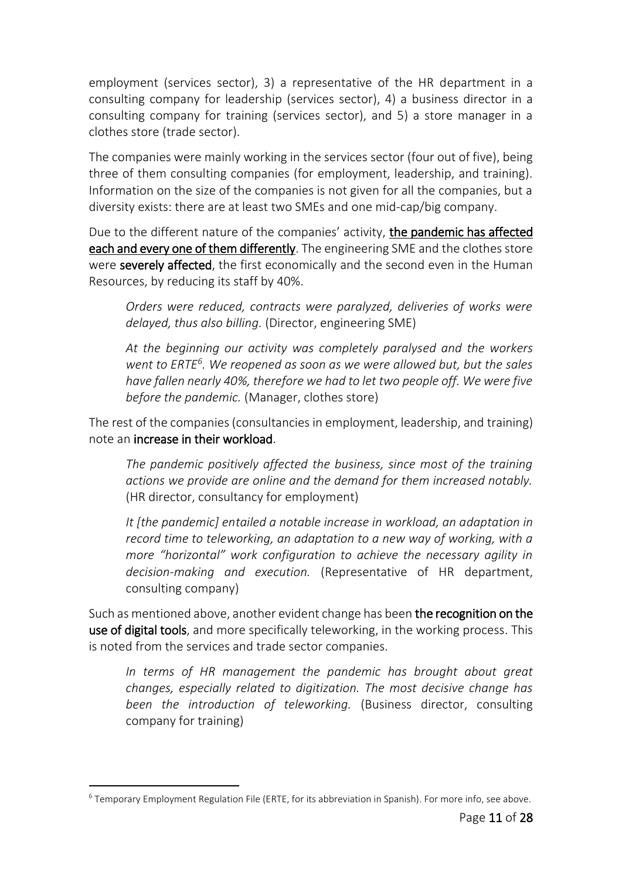employment (services sector), 3) a representative of the HR department in a consulting company for leadership (services sector), 4) a business director in a consulting company for training (services sector), and 5) a store manager in a clothes store (trade sector).

The companies were mainly working in the services sector (four out of five), being three of them consulting companies (for employment, leadership, and training). Information on the size of the companies is not given for all the companies, but a diversity exists: there are at least two SMEs and one mid-cap/big company.

Due to the different nature of the companies' activity, **the pandemic has affected each and every one of them differently**. The engineering SME and the clothes store were **severely affected**, the first economically and the second even in the Human Resources, by reducing its staff by 40%.

> *Orders were reduced, contracts were paralyzed, deliveries of works were delayed, thus also billing.* (Director, engineering SME)

> *At the beginning our activity was completely paralysed and the workers went to ERTE*[6]*. We reopened as soon as we were allowed but, but the sales have fallen nearly 40%, therefore we had to let two people off. We were five before the pandemic.* (Manager, clothes store)

The rest of the companies (consultancies in employment, leadership, and training) note an **increase in their workload**.

> *The pandemic positively affected the business, since most of the training actions we provide are online and the demand for them increased notably.* (HR director, consultancy for employment)

> *It [the pandemic] entailed a notable increase in workload, an adaptation in record time to teleworking, an adaptation to a new way of working, with a more "horizontal" work configuration to achieve the necessary agility in decision-making and execution.* (Representative of HR department, consulting company)

Such as mentioned above, another evident change has been **the recognition on the use of digital tools**, and more specifically teleworking, in the working process. This is noted from the services and trade sector companies.

> *In terms of HR management the pandemic has brought about great changes, especially related to digitization. The most decisive change has been the introduction of teleworking.* (Business director, consulting company for training)

[6] Temporary Employment Regulation File (ERTE, for its abbreviation in Spanish). For more info, see above.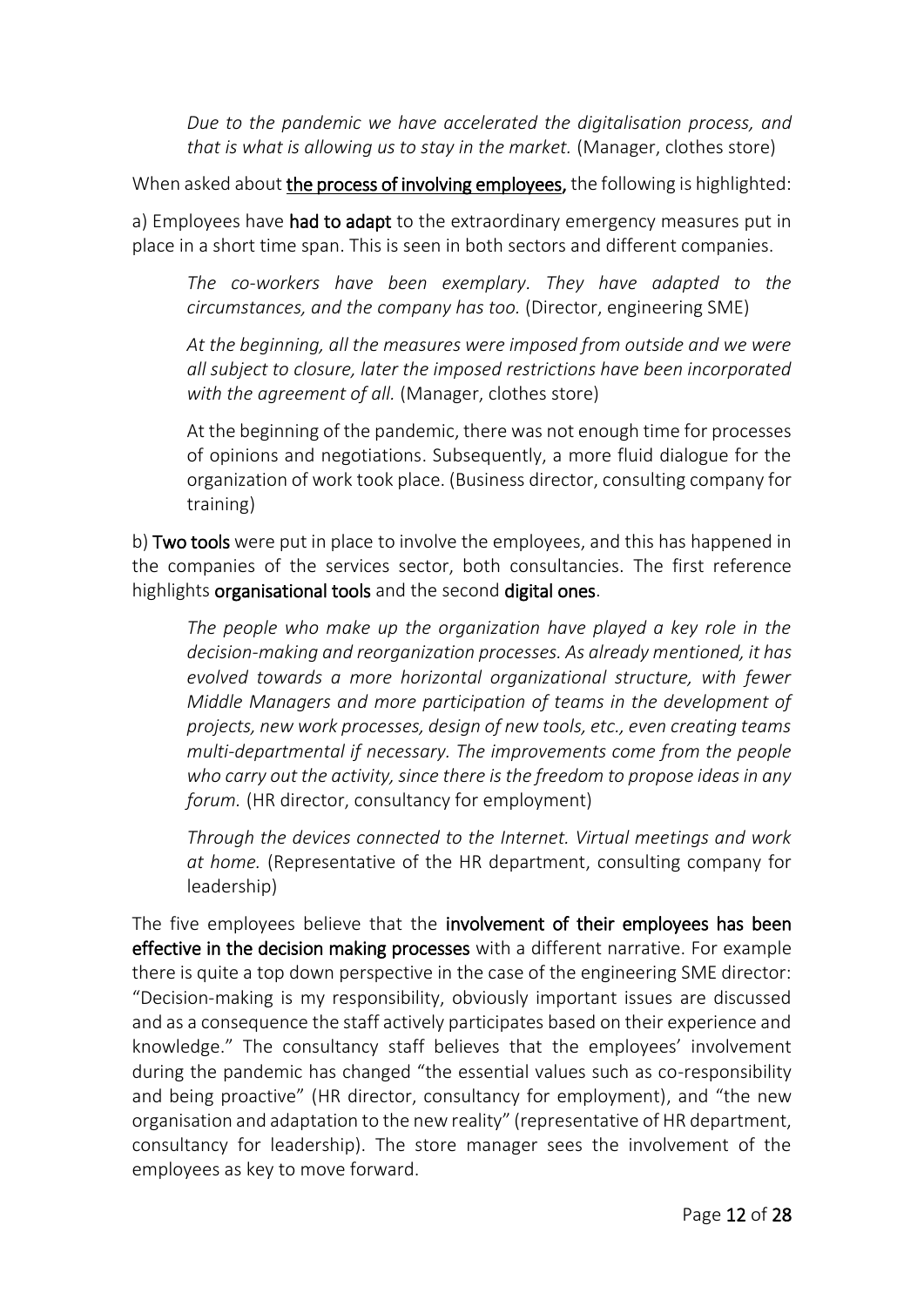> *Due to the pandemic we have accelerated the digitalisation process, and that is what is allowing us to stay in the market.* (Manager, clothes store)

When asked about the process of involving employees, the following is highlighted:

a) Employees have **had to adapt** to the extraordinary emergency measures put in place in a short time span. This is seen in both sectors and different companies.

> *The co-workers have been exemplary. They have adapted to the circumstances, and the company has too.* (Director, engineering SME)

> *At the beginning, all the measures were imposed from outside and we were all subject to closure, later the imposed restrictions have been incorporated with the agreement of all.* (Manager, clothes store)

> At the beginning of the pandemic, there was not enough time for processes of opinions and negotiations. Subsequently, a more fluid dialogue for the organization of work took place. (Business director, consulting company for training)

b) **Two tools** were put in place to involve the employees, and this has happened in the companies of the services sector, both consultancies. The first reference highlights **organisational tools** and the second **digital ones**.

> *The people who make up the organization have played a key role in the decision-making and reorganization processes. As already mentioned, it has evolved towards a more horizontal organizational structure, with fewer Middle Managers and more participation of teams in the development of projects, new work processes, design of new tools, etc., even creating teams multi-departmental if necessary. The improvements come from the people who carry out the activity, since there is the freedom to propose ideas in any forum.* (HR director, consultancy for employment)

> *Through the devices connected to the Internet. Virtual meetings and work at home.* (Representative of the HR department, consulting company for leadership)

The five employees believe that the **involvement of their employees has been effective in the decision making processes** with a different narrative. For example there is quite a top down perspective in the case of the engineering SME director: "Decision-making is my responsibility, obviously important issues are discussed and as a consequence the staff actively participates based on their experience and knowledge." The consultancy staff believes that the employees' involvement during the pandemic has changed "the essential values such as co-responsibility and being proactive" (HR director, consultancy for employment), and "the new organisation and adaptation to the new reality" (representative of HR department, consultancy for leadership). The store manager sees the involvement of the employees as key to move forward.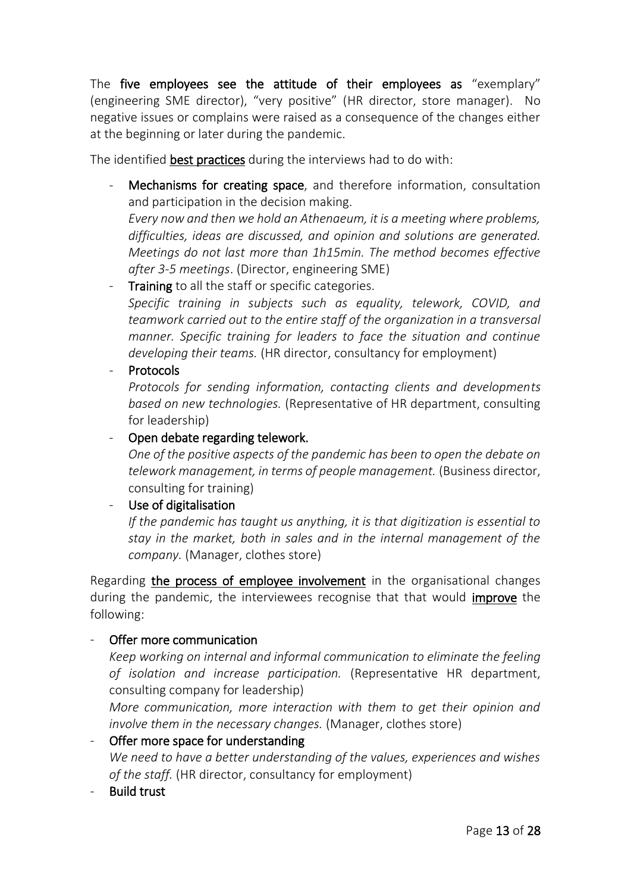The **five employees see the attitude of their employees as** "exemplary" (engineering SME director), "very positive" (HR director, store manager). No negative issues or complains were raised as a consequence of the changes either at the beginning or later during the pandemic.

The identified **best practices** during the interviews had to do with:

- **Mechanisms for creating space**, and therefore information, consultation and participation in the decision making.
  *Every now and then we hold an Athenaeum, it is a meeting where problems, difficulties, ideas are discussed, and opinion and solutions are generated. Meetings do not last more than 1h15min. The method becomes effective after 3-5 meetings*. (Director, engineering SME)
- **Training** to all the staff or specific categories.
  *Specific training in subjects such as equality, telework, COVID, and teamwork carried out to the entire staff of the organization in a transversal manner. Specific training for leaders to face the situation and continue developing their teams.* (HR director, consultancy for employment)
- **Protocols**
  *Protocols for sending information, contacting clients and developments based on new technologies.* (Representative of HR department, consulting for leadership)
- **Open debate regarding telework.**
  *One of the positive aspects of the pandemic has been to open the debate on telework management, in terms of people management.* (Business director, consulting for training)
- **Use of digitalisation**
  *If the pandemic has taught us anything, it is that digitization is essential to stay in the market, both in sales and in the internal management of the company.* (Manager, clothes store)

Regarding **the process of employee involvement** in the organisational changes during the pandemic, the interviewees recognise that that would **improve** the following:

- **Offer more communication**
  *Keep working on internal and informal communication to eliminate the feeling of isolation and increase participation.* (Representative HR department, consulting company for leadership)
  *More communication, more interaction with them to get their opinion and involve them in the necessary changes.* (Manager, clothes store)
- **Offer more space for understanding**
  *We need to have a better understanding of the values, experiences and wishes of the staff.* (HR director, consultancy for employment)
- **Build trust**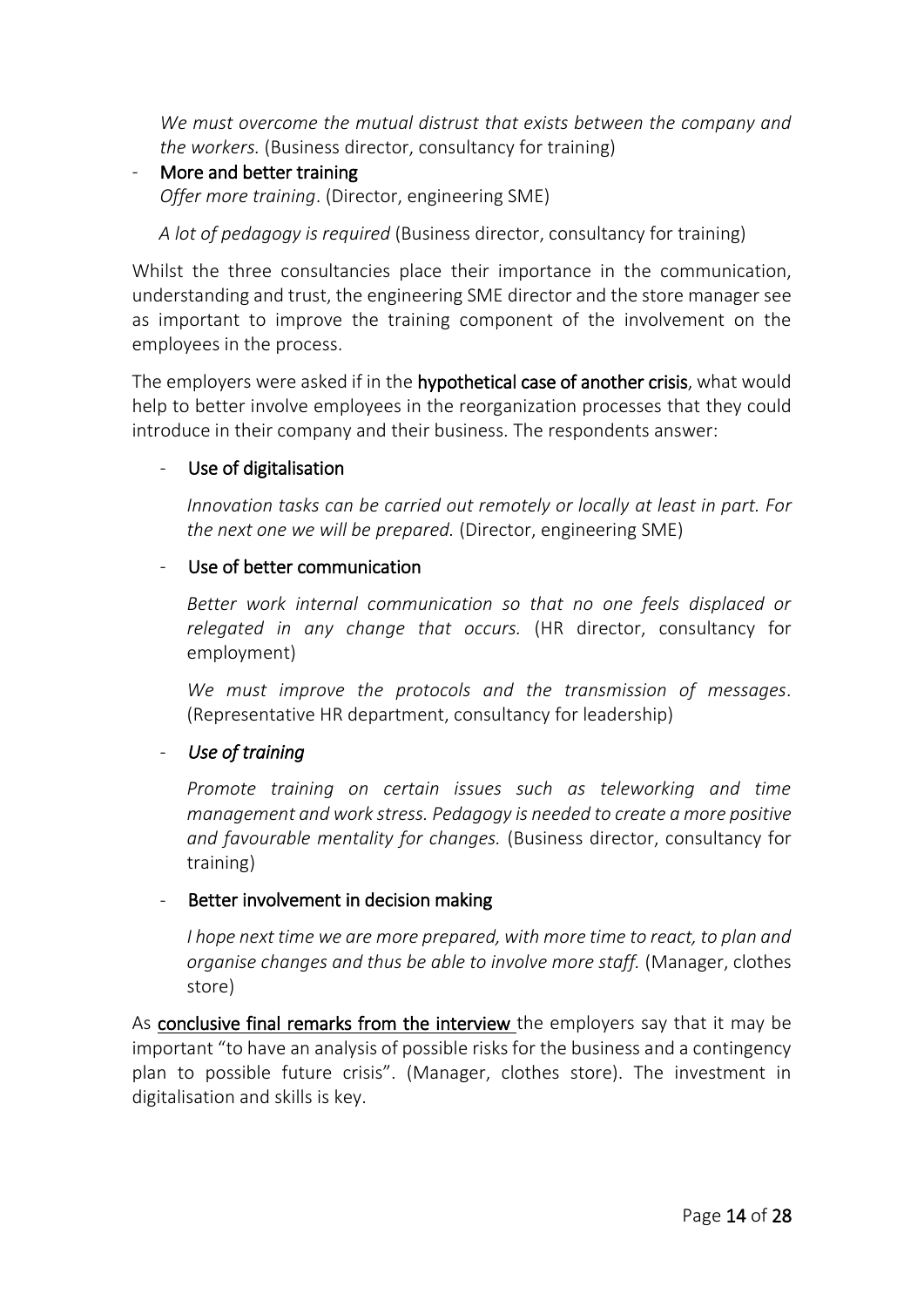*We must overcome the mutual distrust that exists between the company and the workers.* (Business director, consultancy for training)

- **More and better training**

  *Offer more training*. (Director, engineering SME)

  *A lot of pedagogy is required* (Business director, consultancy for training)

Whilst the three consultancies place their importance in the communication, understanding and trust, the engineering SME director and the store manager see as important to improve the training component of the involvement on the employees in the process.

The employers were asked if in the **hypothetical case of another crisis**, what would help to better involve employees in the reorganization processes that they could introduce in their company and their business. The respondents answer:

- **Use of digitalisation**

  *Innovation tasks can be carried out remotely or locally at least in part. For the next one we will be prepared.* (Director, engineering SME)

- **Use of better communication**

  *Better work internal communication so that no one feels displaced or relegated in any change that occurs.* (HR director, consultancy for employment)

  *We must improve the protocols and the transmission of messages*. (Representative HR department, consultancy for leadership)

- ***Use of training***

  *Promote training on certain issues such as teleworking and time management and work stress. Pedagogy is needed to create a more positive and favourable mentality for changes.* (Business director, consultancy for training)

- **Better involvement in decision making**

  *I hope next time we are more prepared, with more time to react, to plan and organise changes and thus be able to involve more staff.* (Manager, clothes store)

As **conclusive final remarks from the interview** the employers say that it may be important "to have an analysis of possible risks for the business and a contingency plan to possible future crisis". (Manager, clothes store). The investment in digitalisation and skills is key.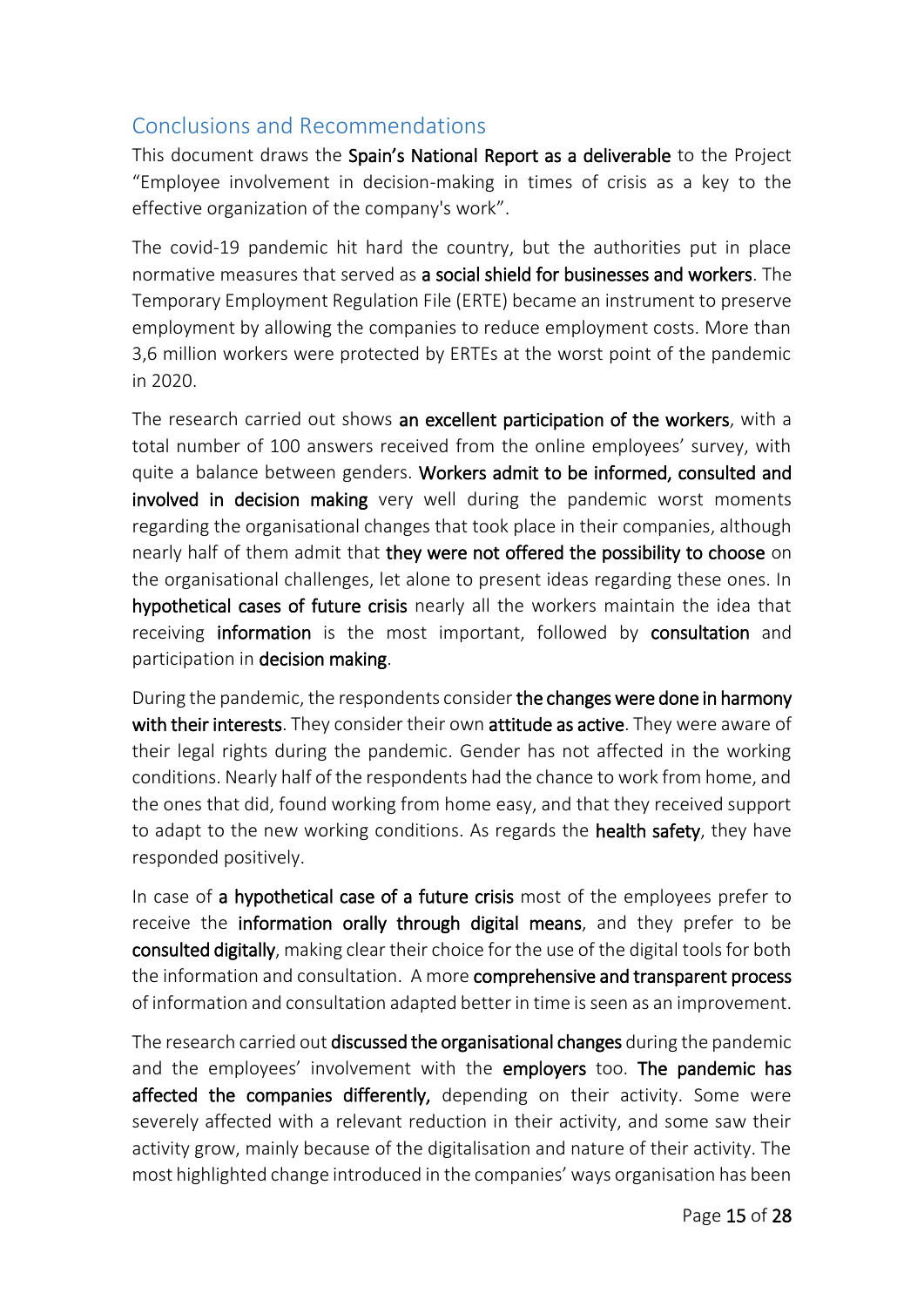## Conclusions and Recommendations

This document draws the **Spain's National Report as a deliverable** to the Project "Employee involvement in decision-making in times of crisis as a key to the effective organization of the company's work".

The covid-19 pandemic hit hard the country, but the authorities put in place normative measures that served as **a social shield for businesses and workers**. The Temporary Employment Regulation File (ERTE) became an instrument to preserve employment by allowing the companies to reduce employment costs. More than 3,6 million workers were protected by ERTEs at the worst point of the pandemic in 2020.

The research carried out shows **an excellent participation of the workers**, with a total number of 100 answers received from the online employees' survey, with quite a balance between genders. **Workers admit to be informed, consulted and involved in decision making** very well during the pandemic worst moments regarding the organisational changes that took place in their companies, although nearly half of them admit that **they were not offered the possibility to choose** on the organisational challenges, let alone to present ideas regarding these ones. In **hypothetical cases of future crisis** nearly all the workers maintain the idea that receiving **information** is the most important, followed by **consultation** and participation in **decision making**.

During the pandemic, the respondents consider **the changes were done in harmony with their interests**. They consider their own **attitude as active**. They were aware of their legal rights during the pandemic. Gender has not affected in the working conditions. Nearly half of the respondents had the chance to work from home, and the ones that did, found working from home easy, and that they received support to adapt to the new working conditions. As regards the **health safety**, they have responded positively.

In case of **a hypothetical case of a future crisis** most of the employees prefer to receive the **information orally through digital means**, and they prefer to be **consulted digitally**, making clear their choice for the use of the digital tools for both the information and consultation. A more **comprehensive and transparent process** of information and consultation adapted better in time is seen as an improvement.

The research carried out **discussed the organisational changes** during the pandemic and the employees' involvement with the **employers** too. **The pandemic has affected the companies differently,** depending on their activity. Some were severely affected with a relevant reduction in their activity, and some saw their activity grow, mainly because of the digitalisation and nature of their activity. The most highlighted change introduced in the companies' ways organisation has been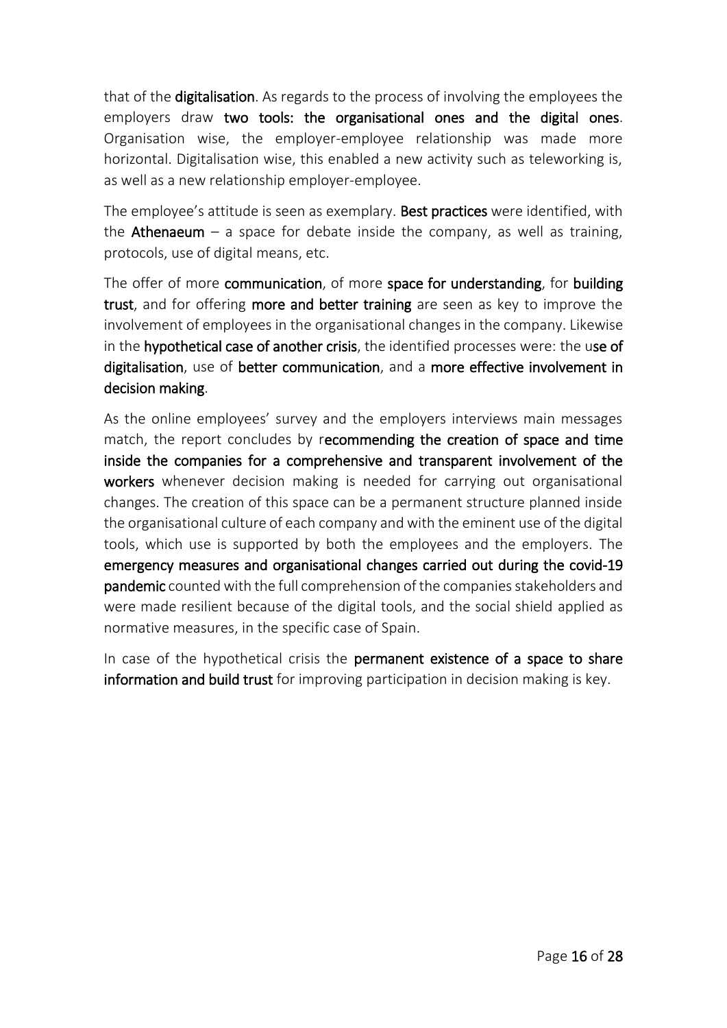that of the **digitalisation**. As regards to the process of involving the employees the employers draw **two tools: the organisational ones and the digital ones**. Organisation wise, the employer-employee relationship was made more horizontal. Digitalisation wise, this enabled a new activity such as teleworking is, as well as a new relationship employer-employee.

The employee's attitude is seen as exemplary. **Best practices** were identified, with the **Athenaeum** – a space for debate inside the company, as well as training, protocols, use of digital means, etc.

The offer of more **communication**, of more **space for understanding**, for **building trust**, and for offering **more and better training** are seen as key to improve the involvement of employees in the organisational changes in the company. Likewise in the **hypothetical case of another crisis**, the identified processes were: the u**se of digitalisation**, use of **better communication**, and a **more effective involvement in decision making**.

As the online employees' survey and the employers interviews main messages match, the report concludes by r**ecommending the creation of space and time inside the companies for a comprehensive and transparent involvement of the workers** whenever decision making is needed for carrying out organisational changes. The creation of this space can be a permanent structure planned inside the organisational culture of each company and with the eminent use of the digital tools, which use is supported by both the employees and the employers. The **emergency measures and organisational changes carried out during the covid-19 pandemic** counted with the full comprehension of the companies stakeholders and were made resilient because of the digital tools, and the social shield applied as normative measures, in the specific case of Spain.

In case of the hypothetical crisis the **permanent existence of a space to share information and build trust** for improving participation in decision making is key.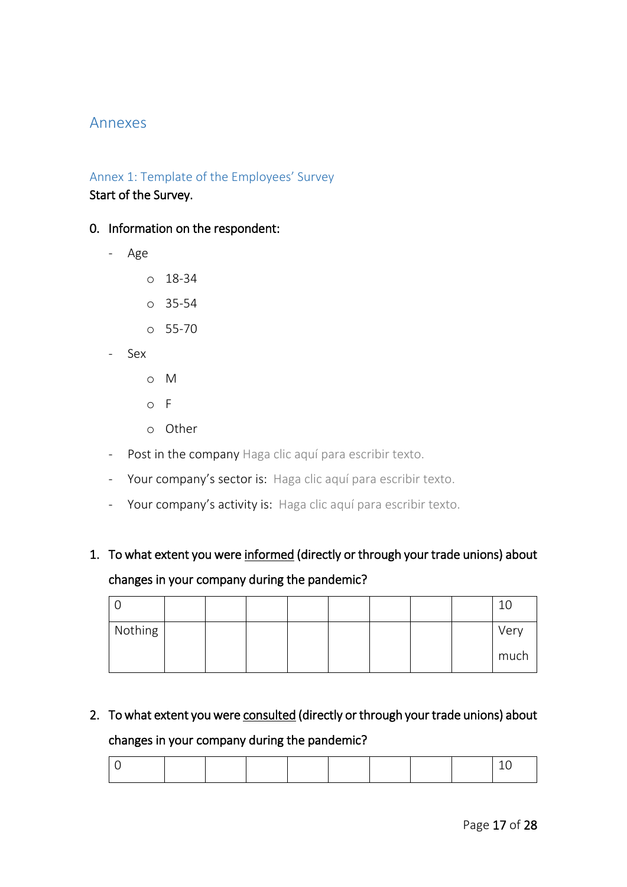# Annexes

## Annex 1: Template of the Employees' Survey

Start of the Survey.

0. Information on the respondent:
   - Age
     - 18-34
     - 35-54
     - 55-70
   - Sex
     - M
     - F
     - Other
   - Post in the company Haga clic aquí para escribir texto.
   - Your company's sector is: Haga clic aquí para escribir texto.
   - Your company's activity is: Haga clic aquí para escribir texto.

1. To what extent you were informed (directly or through your trade unions) about changes in your company during the pandemic?

| 0 | | | | | | | | | 10 |
|---|---|---|---|---|---|---|---|---|---|
| Nothing | | | | | | | | | Very much |

2. To what extent you were consulted (directly or through your trade unions) about changes in your company during the pandemic?

| 0 | | | | | | | | | 10 |
|---|---|---|---|---|---|---|---|---|---|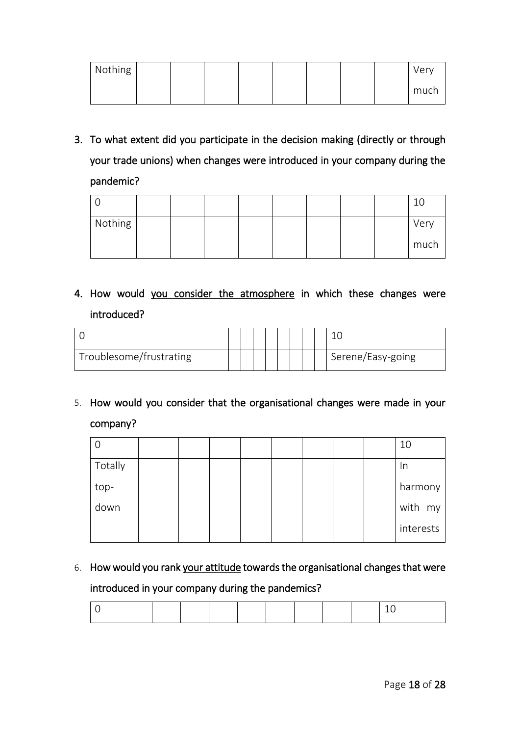| Nothing | | | | | | | | Very much |
|---|---|---|---|---|---|---|---|---|

3. To what extent did you <u>participate in the decision making</u> (directly or through your trade unions) when changes were introduced in your company during the pandemic?

| 0 | | | | | | | | 10 |
|---|---|---|---|---|---|---|---|---|
| Nothing | | | | | | | | Very much |

4. How would <u>you consider the atmosphere</u> in which these changes were introduced?

| 0 | | | | | | | | 10 |
|---|---|---|---|---|---|---|---|---|
| Troublesome/frustrating | | | | | | | | Serene/Easy-going |

5. <u>How</u> would you consider that the organisational changes were made in your company?

| 0 | | | | | | | | 10 |
|---|---|---|---|---|---|---|---|---|
| Totally top-down | | | | | | | | In harmony with my interests |

6. How would you rank <u>your attitude</u> towards the organisational changes that were introduced in your company during the pandemics?

| 0 | | | | | | | | | 10 |
|---|---|---|---|---|---|---|---|---|---|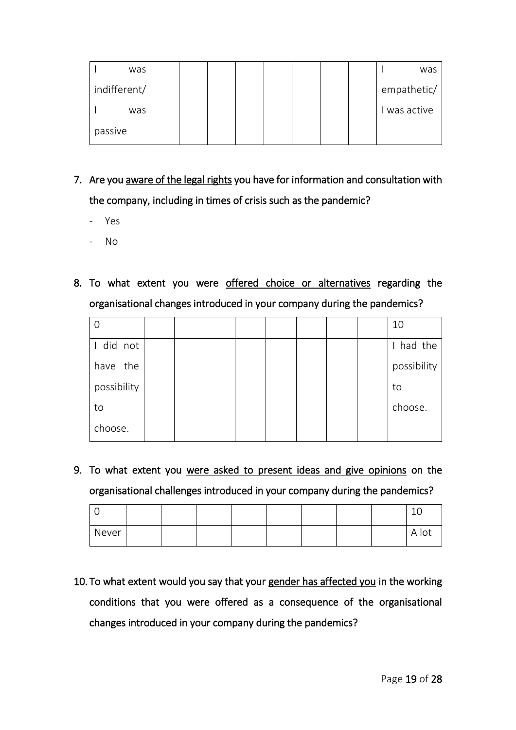| I was indifferent/ I was passive | | | | | | | | I was empathetic/ I was active |
|---|---|---|---|---|---|---|---|---|

7. Are you <u>aware of the legal rights</u> you have for information and consultation with the company, including in times of crisis such as the pandemic?
   - Yes
   - No

8. To what extent you were <u>offered choice or alternatives</u> regarding the organisational changes introduced in your company during the pandemics?

| 0 | | | | | | | | | 10 |
|---|---|---|---|---|---|---|---|---|---|
| I did not have the possibility to choose. | | | | | | | | | I had the possibility to choose. |

9. To what extent you <u>were asked to present ideas and give opinions</u> on the organisational challenges introduced in your company during the pandemics?

| 0 | | | | | | | | | 10 |
|---|---|---|---|---|---|---|---|---|---|
| Never | | | | | | | | | A lot |

10. To what extent would you say that your <u>gender has affected you</u> in the working conditions that you were offered as a consequence of the organisational changes introduced in your company during the pandemics?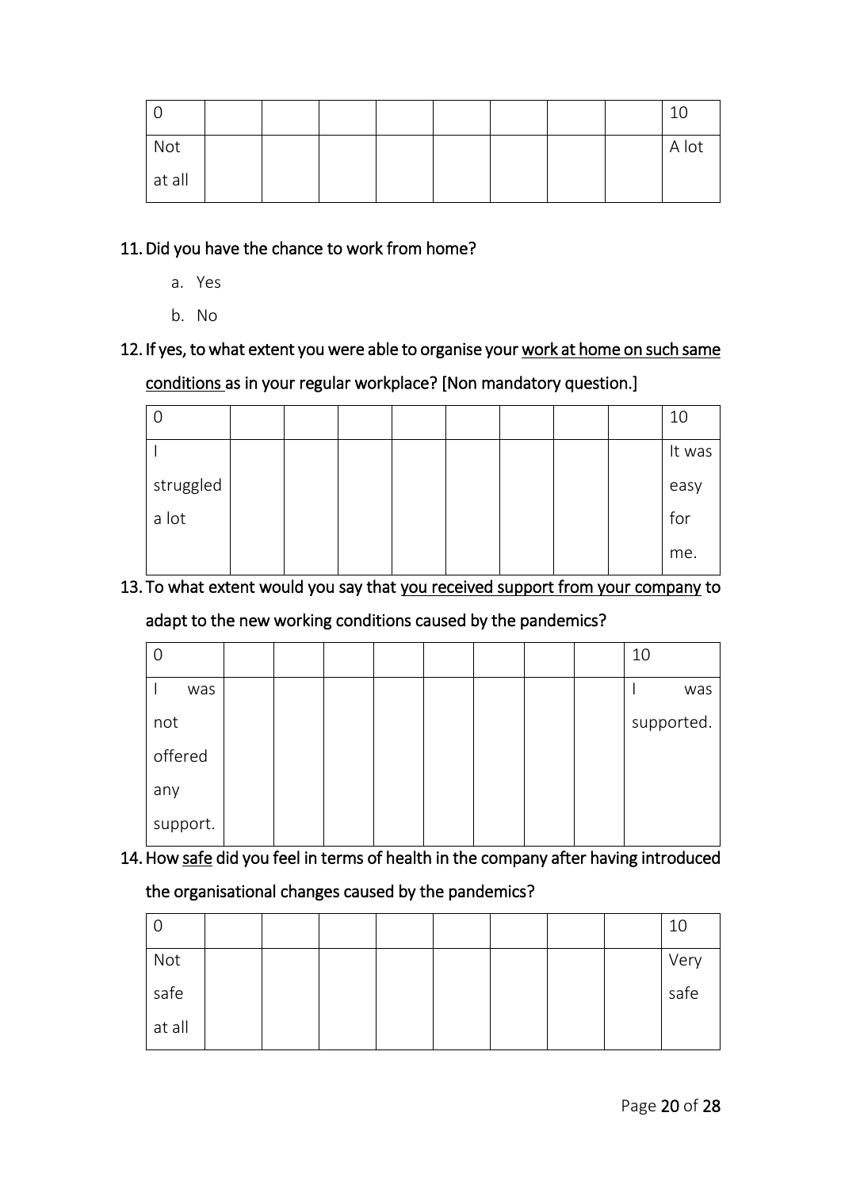| 0 | | | | | | | | | 10 |
|---|---|---|---|---|---|---|---|---|---|
| Not at all | | | | | | | | | A lot |

11. Did you have the chance to work from home?
    a. Yes
    b. No

12. If yes, to what extent you were able to organise your <u>work at home on such same conditions</u> as in your regular workplace? [Non mandatory question.]

| 0 | | | | | | | | | 10 |
|---|---|---|---|---|---|---|---|---|---|
| I struggled a lot | | | | | | | | | It was easy for me. |

13. To what extent would you say that <u>you received support from your company</u> to adapt to the new working conditions caused by the pandemics?

| 0 | | | | | | | | | 10 |
|---|---|---|---|---|---|---|---|---|---|
| I was not offered any support. | | | | | | | | | I was supported. |

14. How <u>safe</u> did you feel in terms of health in the company after having introduced the organisational changes caused by the pandemics?

| 0 | | | | | | | | | 10 |
|---|---|---|---|---|---|---|---|---|---|
| Not safe at all | | | | | | | | | Very safe |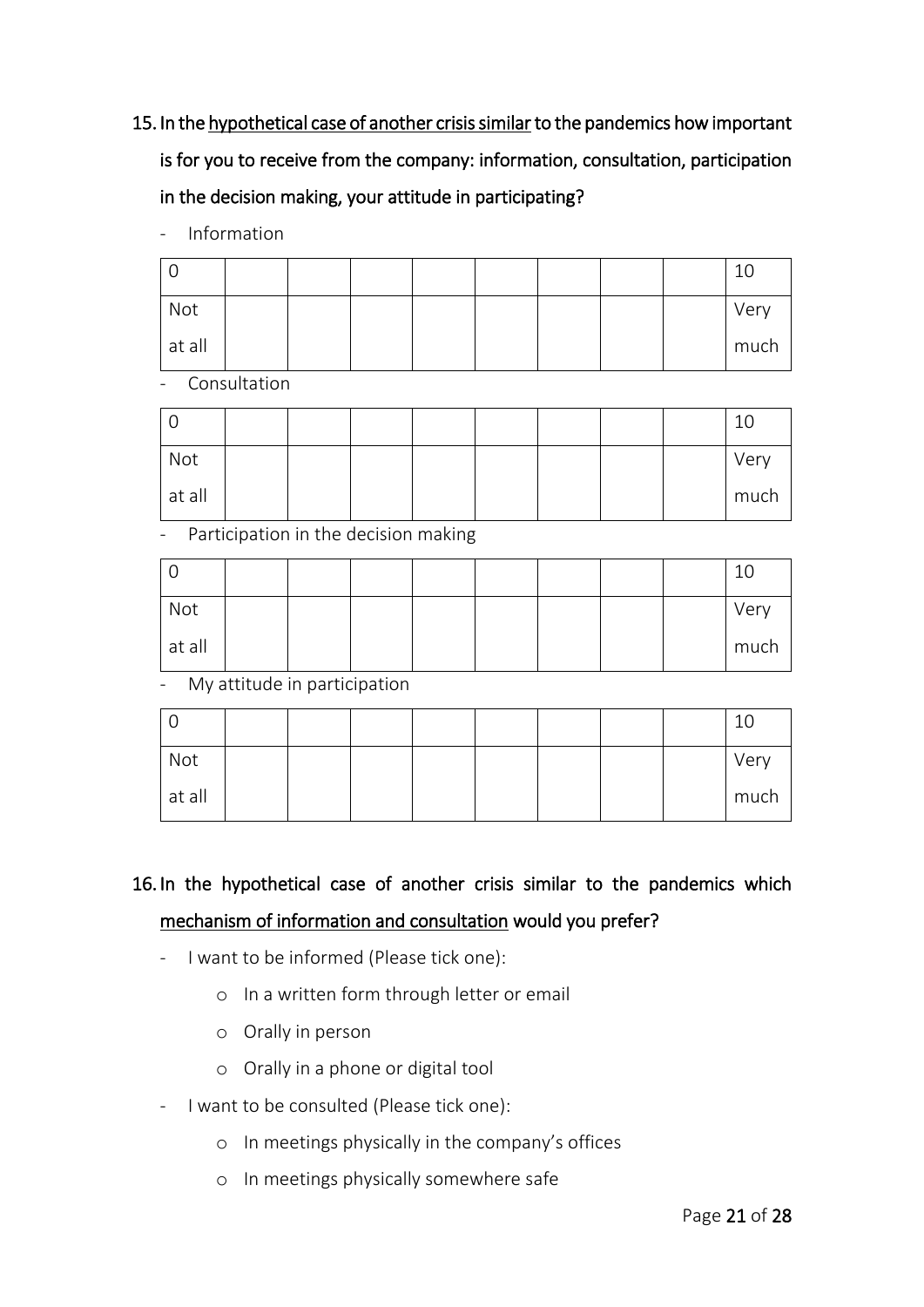15. In the <u>hypothetical case of another crisis similar</u> to the pandemics how important is for you to receive from the company: information, consultation, participation in the decision making, your attitude in participating?

- Information

| 0 | | | | | | | | 10 |
|---|---|---|---|---|---|---|---|---|
| Not at all | | | | | | | | Very much |

- Consultation

| 0 | | | | | | | | 10 |
|---|---|---|---|---|---|---|---|---|
| Not at all | | | | | | | | Very much |

- Participation in the decision making

| 0 | | | | | | | | 10 |
|---|---|---|---|---|---|---|---|---|
| Not at all | | | | | | | | Very much |

- My attitude in participation

| 0 | | | | | | | | 10 |
|---|---|---|---|---|---|---|---|---|
| Not at all | | | | | | | | Very much |

16. In the hypothetical case of another crisis similar to the pandemics which <u>mechanism of information and consultation</u> would you prefer?

- I want to be informed (Please tick one):
    - In a written form through letter or email
    - Orally in person
    - Orally in a phone or digital tool
- I want to be consulted (Please tick one):
    - In meetings physically in the company's offices
    - In meetings physically somewhere safe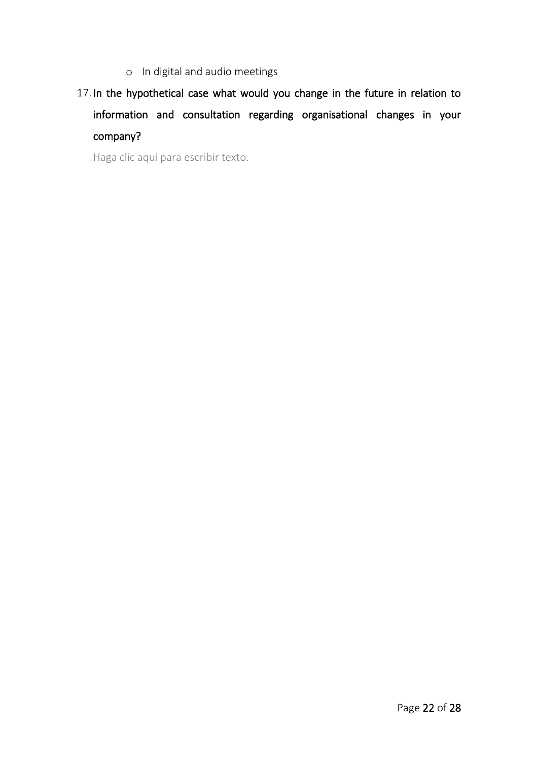- In digital and audio meetings

17. **In the hypothetical case what would you change in the future in relation to information and consultation regarding organisational changes in your company?**

    Haga clic aquí para escribir texto.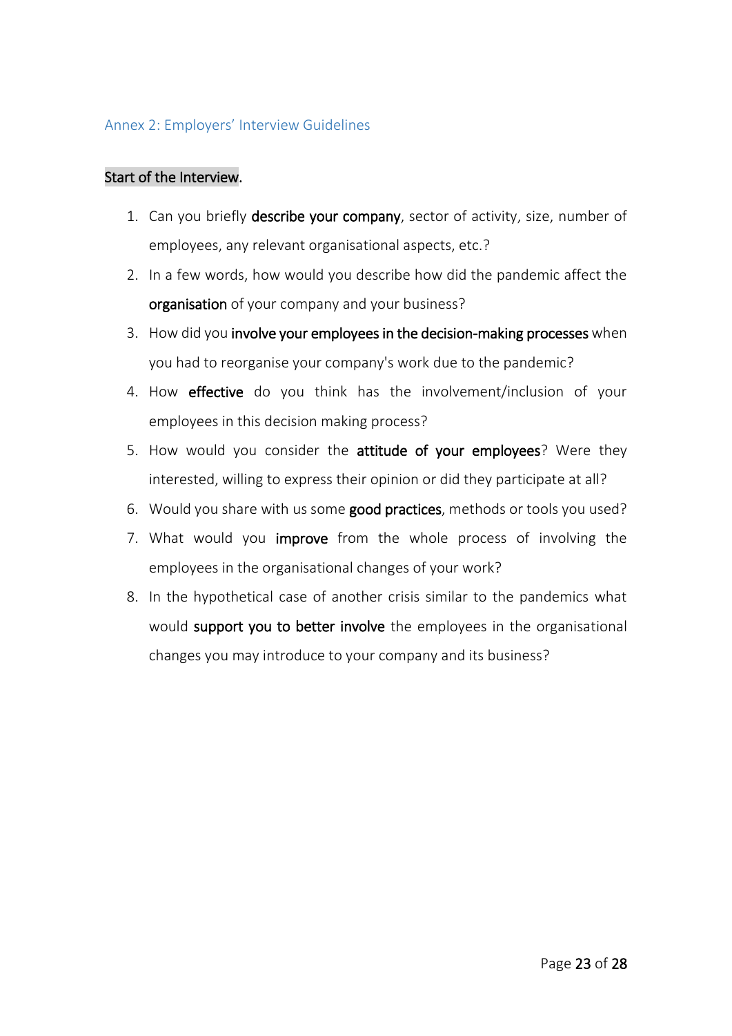## Annex 2: Employers' Interview Guidelines

Start of the Interview.

1. Can you briefly **describe your company**, sector of activity, size, number of employees, any relevant organisational aspects, etc.?
2. In a few words, how would you describe how did the pandemic affect the **organisation** of your company and your business?
3. How did you **involve your employees in the decision-making processes** when you had to reorganise your company's work due to the pandemic?
4. How **effective** do you think has the involvement/inclusion of your employees in this decision making process?
5. How would you consider the **attitude of your employees**? Were they interested, willing to express their opinion or did they participate at all?
6. Would you share with us some **good practices**, methods or tools you used?
7. What would you **improve** from the whole process of involving the employees in the organisational changes of your work?
8. In the hypothetical case of another crisis similar to the pandemics what would **support you to better involve** the employees in the organisational changes you may introduce to your company and its business?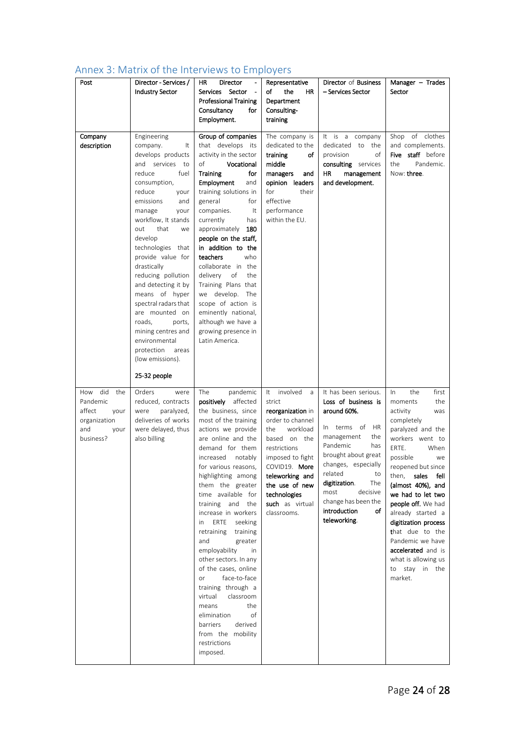## Annex 3: Matrix of the Interviews to Employers

| **Post** | **Director - Services / Industry Sector** | **HR Director - Services Sector - Professional Training Consultancy for Employment.** | **Representative of the HR Department Consulting-training** | **Director of Business – Services Sector** | **Manager – Trades Sector** |
|---|---|---|---|---|---|
| **Company description** | Engineering company. It develops products and services to reduce fuel consumption, reduce your emissions and manage your workflow. It stands out that we develop technologies that provide value for drastically reducing pollution and detecting it by means of hyper spectral radars that are mounted on roads, ports, mining centres and environmental protection areas (low emissions).<br><br>**25-32 people** | **Group of companies** that develops its activity in the sector of **Vocational Training for Employment** and training solutions in general for companies. It currently has approximately **180 people on the staff, in addition to the teachers** who collaborate in the delivery of the Training Plans that we develop. The scope of action is eminently national, although we have a growing presence in Latin America. | The company is dedicated to the **training of middle managers and opinion leaders** for their effective performance within the EU. | It is a company dedicated to the provision of **consulting** services **HR management and development.** | Shop of clothes and complements. **Five staff** before the Pandemic. Now: **three**. |
| How did the Pandemic affect your organization and your business? | Orders were reduced, contracts were paralyzed, deliveries of works were delayed, thus also billing | The pandemic **positively** affected the business, since most of the training actions we provide are online and the demand for them increased notably for various reasons, highlighting among them the greater time available for training and the increase in workers in ERTE seeking retraining training and greater employability in other sectors. In any of the cases, online or face-to-face training through a virtual classroom means the elimination of barriers derived from the mobility restrictions imposed. | It involved a strict **reorganization** in order to channel the workload based on the restrictions imposed to fight COVID19. **More teleworking and the use of new technologies such** as virtual classrooms. | It has been serious. **Loss of business is around 60%.**<br><br>In terms of HR management the Pandemic has brought about great changes, especially related to **digitization**. The most decisive change has been the **introduction of teleworking**. | In the first moments the activity was completely paralyzed and the workers went to ERTE. When possible we reopened but since then, **sales fell (almost 40%), and we had to let two people off.** We had already started a **digitization process** that due to the Pandemic we have **accelerated** and is what is allowing us to stay in the market. |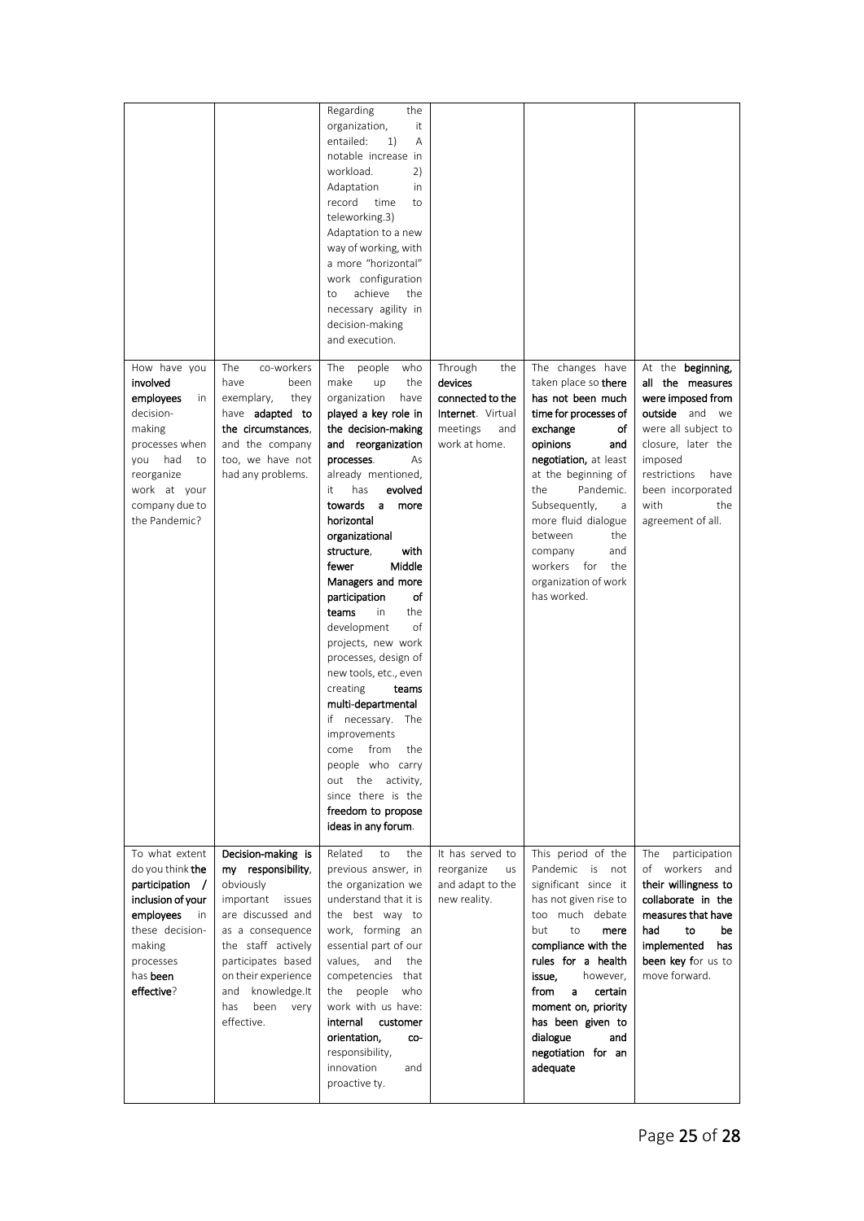|  |  |  |  |  |  |
|---|---|---|---|---|---|
|  |  | Regarding the organization, it entailed: 1) A notable increase in workload. 2) Adaptation in record time to teleworking.3) Adaptation to a new way of working, with a more "horizontal" work configuration to achieve the necessary agility in decision-making and execution. |  |  |  |
| How have you **involved employees** in decision-making processes when you had to reorganize work at your company due to the Pandemic? | The co-workers have been exemplary, they have **adapted to the circumstances**, and the company too, we have not had any problems. | The people who make up the organization have **played a key role in the decision-making and reorganization processes**. As already mentioned, it has **evolved towards a more horizontal organizational structure**, **with fewer Middle Managers and more participation of teams** in the development of projects, new work processes, design of new tools, etc., even creating **teams multi-departmental** if necessary. The improvements come from the people who carry out the activity, since there is the **freedom to propose ideas in any forum**. | Through the **devices connected to the Internet**. Virtual meetings and work at home. | The changes have taken place so **there has not been much time for processes of exchange of opinions and negotiation,** at least at the beginning of the Pandemic. Subsequently, a more fluid dialogue between the company and workers for the organization of work has worked. | At the **beginning, all the measures were imposed from outside** and we were all subject to closure, later the imposed restrictions have been incorporated with the agreement of all. |
| To what extent do you think **the participation / inclusion of your employees** in these decision-making processes has **been effective**? | **Decision-making is my responsibility**, obviously important issues are discussed and as a consequence the staff actively participates based on their experience and knowledge.It has been very effective. | Related to the previous answer, in the organization we understand that it is the best way to work, forming an essential part of our values, and the competencies that the people who work with us have: **internal customer orientation, co-**responsibility, innovation and proactive ty. | It has served to reorganize us and adapt to the new reality. | This period of the Pandemic is not significant since it has not given rise to too much debate but to **mere compliance with the rules for a health issue,** however, **from a certain moment on, priority has been given to dialogue and negotiation for an adequate** | The participation of workers and **their willingness to collaborate in the measures that have had to be implemented has been key f**or us to move forward. |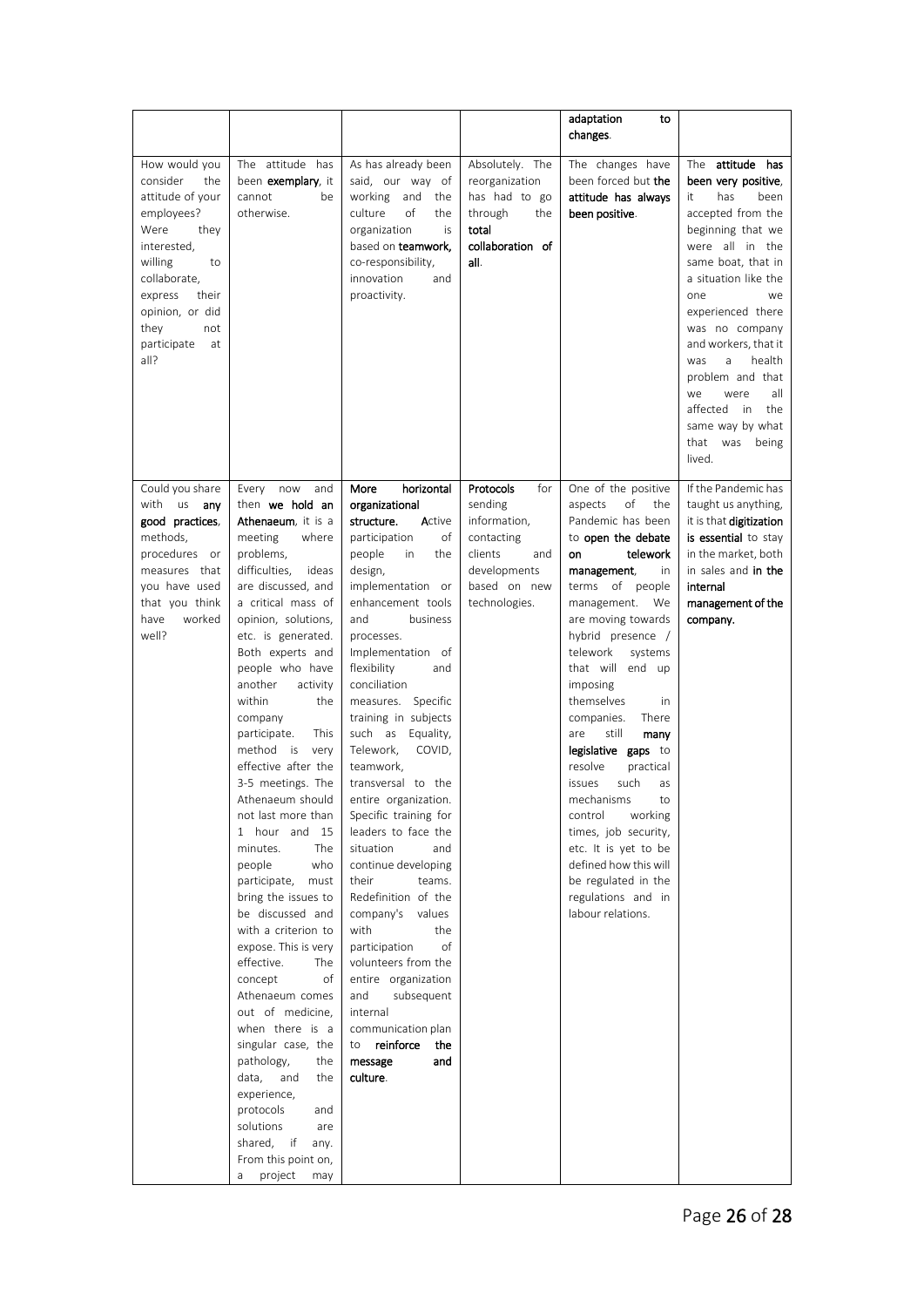|  |  |  |  | adaptation to **changes**. |  |
|---|---|---|---|---|---|
| How would you consider the attitude of your employees? Were they interested, willing to collaborate, express their opinion, or did they not participate at all? | The attitude has been **exemplary**, it cannot be otherwise. | As has already been said, our way of working and the culture of the organization is based on **teamwork**, co-responsibility, innovation and proactivity. | Absolutely. The reorganization has had to go through the **total collaboration of all**. | The changes have been forced but **the attitude has always been positive**. | The **attitude has been very positive**, it has been accepted from the beginning that we were all in the same boat, that in a situation like the one we experienced there was no company and workers, that it was a health problem and that we were all affected in the same way by what that was being lived. |
| Could you share with us **any good practices**, methods, procedures or measures that you have used that you think have worked well? | Every now and then **we hold an Athenaeum**, it is a meeting where problems, difficulties, ideas are discussed, and a critical mass of opinion, solutions, etc. is generated. Both experts and people who have another activity within the company participate. This method is very effective after the 3-5 meetings. The Athenaeum should not last more than 1 hour and 15 minutes. The people who participate, must bring the issues to be discussed and with a criterion to expose. This is very effective. The concept of Athenaeum comes out of medicine, when there is a singular case, the pathology, the data, and the experience, protocols and solutions are shared, if any. From this point on, a project may | **More horizontal organizational structure.** Active participation of people in the design, implementation or enhancement tools and business processes. Implementation of flexibility and conciliation measures. Specific training in subjects such as Equality, Telework, COVID, teamwork, transversal to the entire organization. Specific training for leaders to face the situation and continue developing their teams. Redefinition of the company's values with the participation of volunteers from the entire organization and subsequent internal communication plan to **reinforce the message and culture**. | **Protocols** for sending information, contacting clients and developments based on new technologies. | One of the positive aspects of the Pandemic has been to **open the debate on telework management**, in terms of people management. We are moving towards hybrid presence / telework systems that will end up imposing themselves in companies. There are still many **legislative gaps** to resolve practical issues such as mechanisms to control working times, job security, etc. It is yet to be defined how this will be regulated in the regulations and in labour relations. | If the Pandemic has taught us anything, it is that **digitization is essential** to stay in the market, both in sales and **in the internal management of the company.** |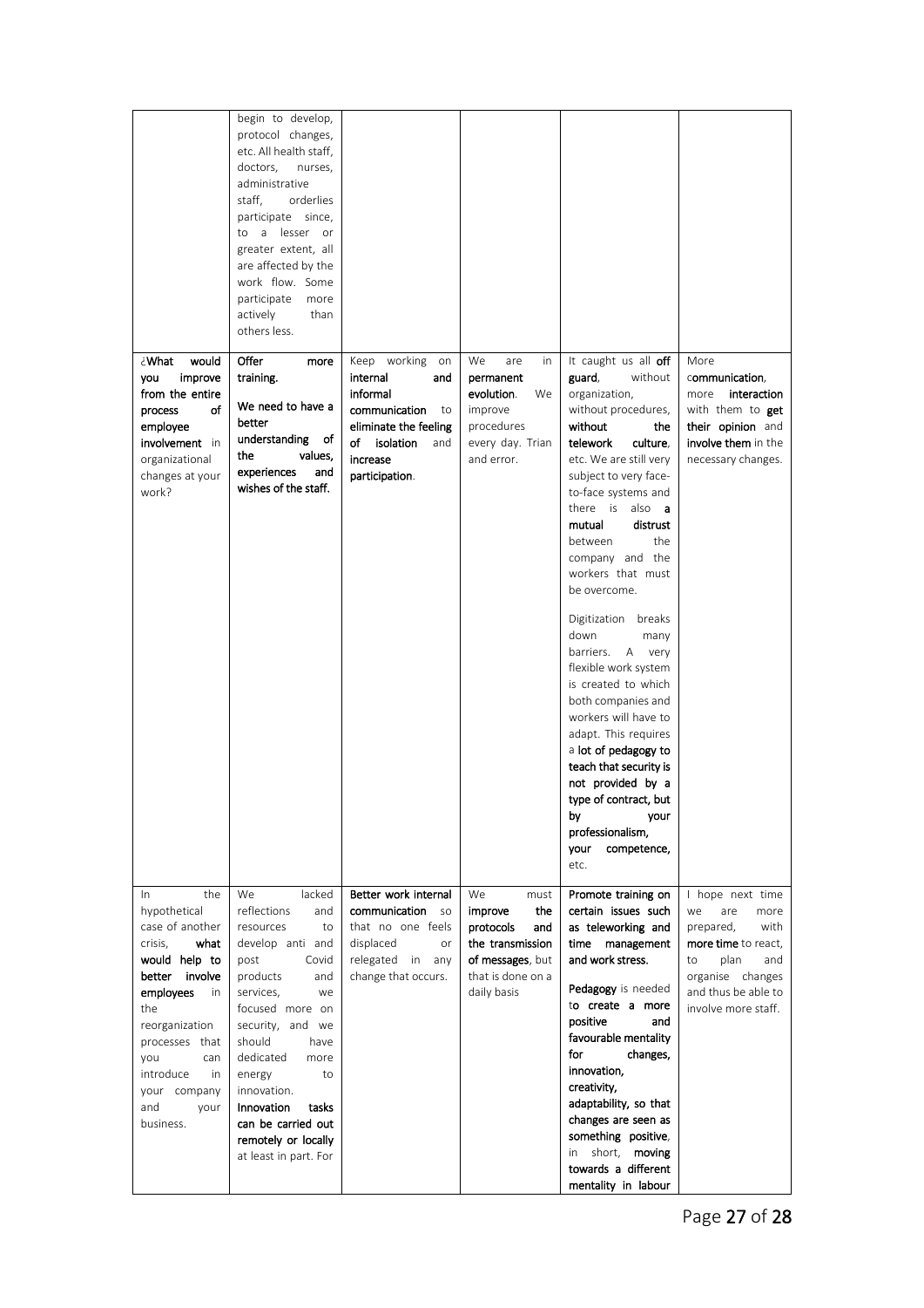| | | | | | |
|---|---|---|---|---|---|
| | begin to develop, protocol changes, etc. All health staff, doctors, nurses, administrative staff, orderlies participate since, to a lesser or greater extent, all are affected by the work flow. Some participate more actively than others less. | | | | |
| ¿What would you improve from the entire process of employee **involvement** in organizational changes at your work? | **Offer more training.**<br><br>**We need to have a better understanding of the values, experiences and wishes of the staff.** | Keep working on **internal and informal communication** to eliminate the feeling **of isolation** and **increase participation**. | We are in **permanent evolution**. We improve procedures every day. Trian and error. | It caught us all **off guard**, without organization, without procedures, **without the telework culture**, etc. We are still very subject to very face-to-face systems and there is also **a mutual distrust** between the company and the workers that must be overcome.<br><br>Digitization breaks down many barriers. A very flexible work system is created to which both companies and workers will have to adapt. This requires a **lot of pedagogy to teach that security is not provided by a type of contract, but by your professionalism, your competence,** etc. | More **communication**, more **interaction** with them to **get their opinion** and **involve them** in the necessary changes. |
| In the hypothetical case of another crisis, **what would help to better involve employees** in the reorganization processes that you can introduce in your company and your business. | We lacked reflections and resources to develop anti and post Covid products and services, we focused more on security, and we should have dedicated more energy to innovation. **Innovation tasks can be carried out remotely or locally** at least in part. For | **Better work internal communication** so that no one feels displaced or relegated in any change that occurs. | We must **improve the protocols and the transmission of messages**, but that is done on a daily basis | **Promote training on certain issues such as teleworking and time management and work stress.**<br><br>**Pedagogy** is needed to **create a more positive and favourable mentality for changes, innovation, creativity, adaptability, so that changes are seen as something positive**, in short, **moving towards a different mentality in labour** | I hope next time we are more prepared, with **more time** to react, to plan and organise changes and thus be able to involve more staff. |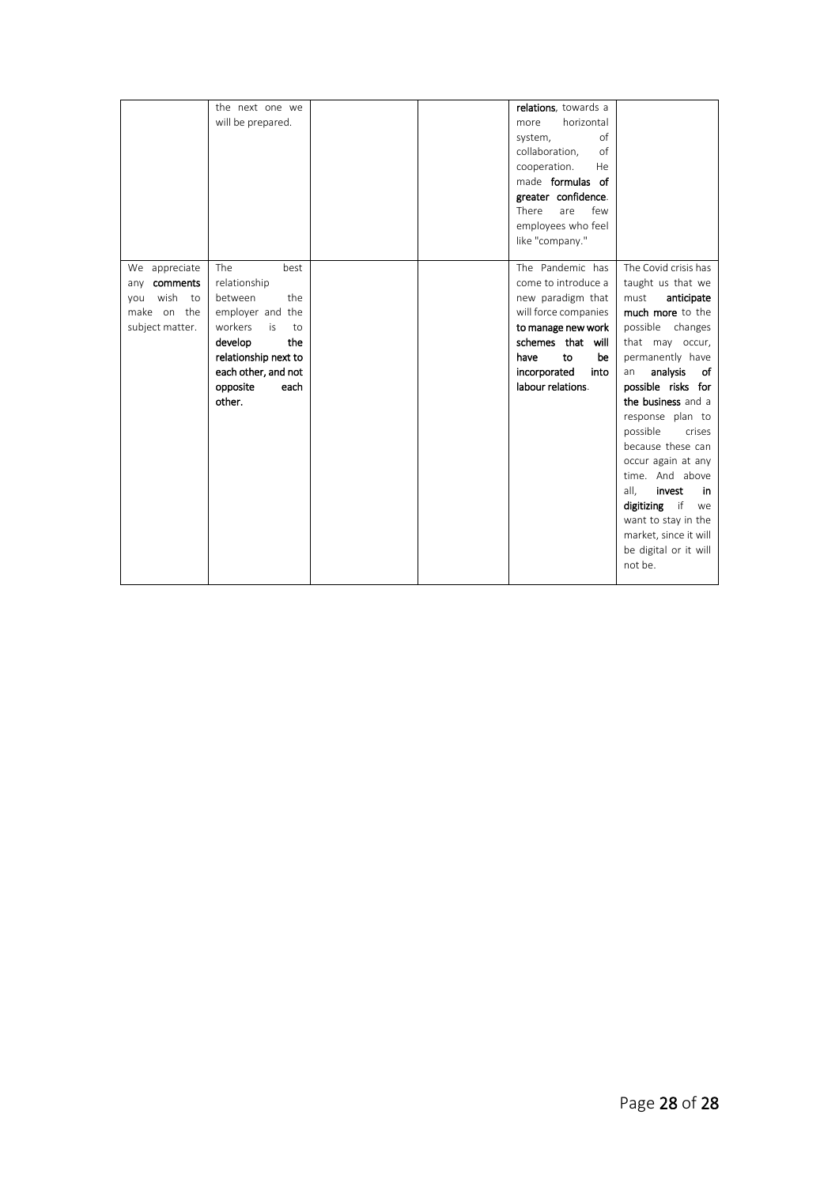| | | | | | |
|---|---|---|---|---|---|
| | the next one we will be prepared. | | | **relations**, towards a more horizontal system, of collaboration, of cooperation. He made **formulas of greater confidence**. There are few employees who feel like "company." | |
| We appreciate any **comments** you wish to make on the subject matter. | The best relationship between the employer and the workers is to **develop the relationship next to each other, and not opposite each other.** | | | The Pandemic has come to introduce a new paradigm that will force companies **to manage new work schemes that will have to be incorporated into labour relations**. | The Covid crisis has taught us that we must **anticipate much more** to the possible changes that may occur, permanently have an **analysis of possible risks for the business** and a response plan to possible crises because these can occur again at any time. And above all, **invest in digitizing** if we want to stay in the market, since it will be digital or it will not be. |